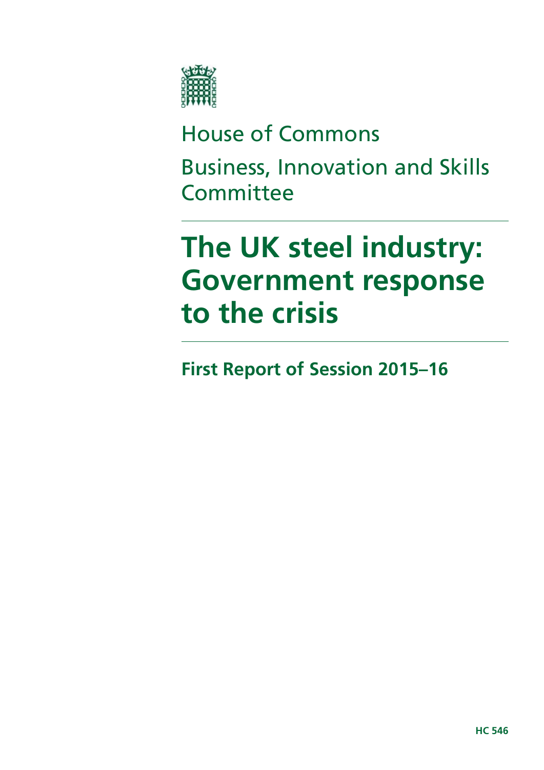House of Commons

Business, Innovation and Skills Committee

# The UK steel industry: Government response to the crisis

**First Report of Session 2015–16**

**HC 546**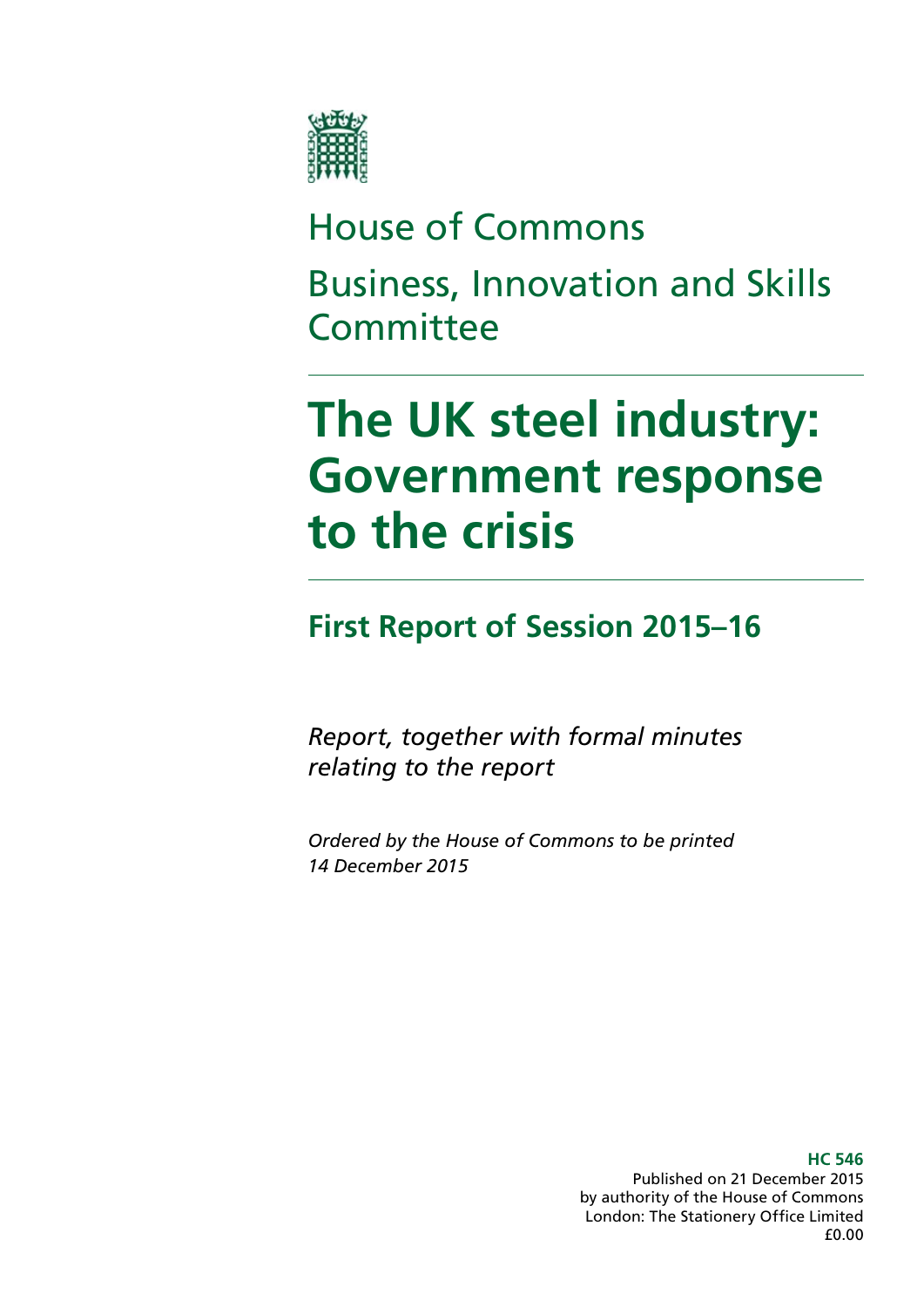House of Commons

Business, Innovation and Skills Committee

# The UK steel industry: Government response to the crisis

## First Report of Session 2015–16

*Report, together with formal minutes relating to the report*

*Ordered by the House of Commons to be printed 14 December 2015*

**HC 546**
Published on 21 December 2015
by authority of the House of Commons
London: The Stationery Office Limited
£0.00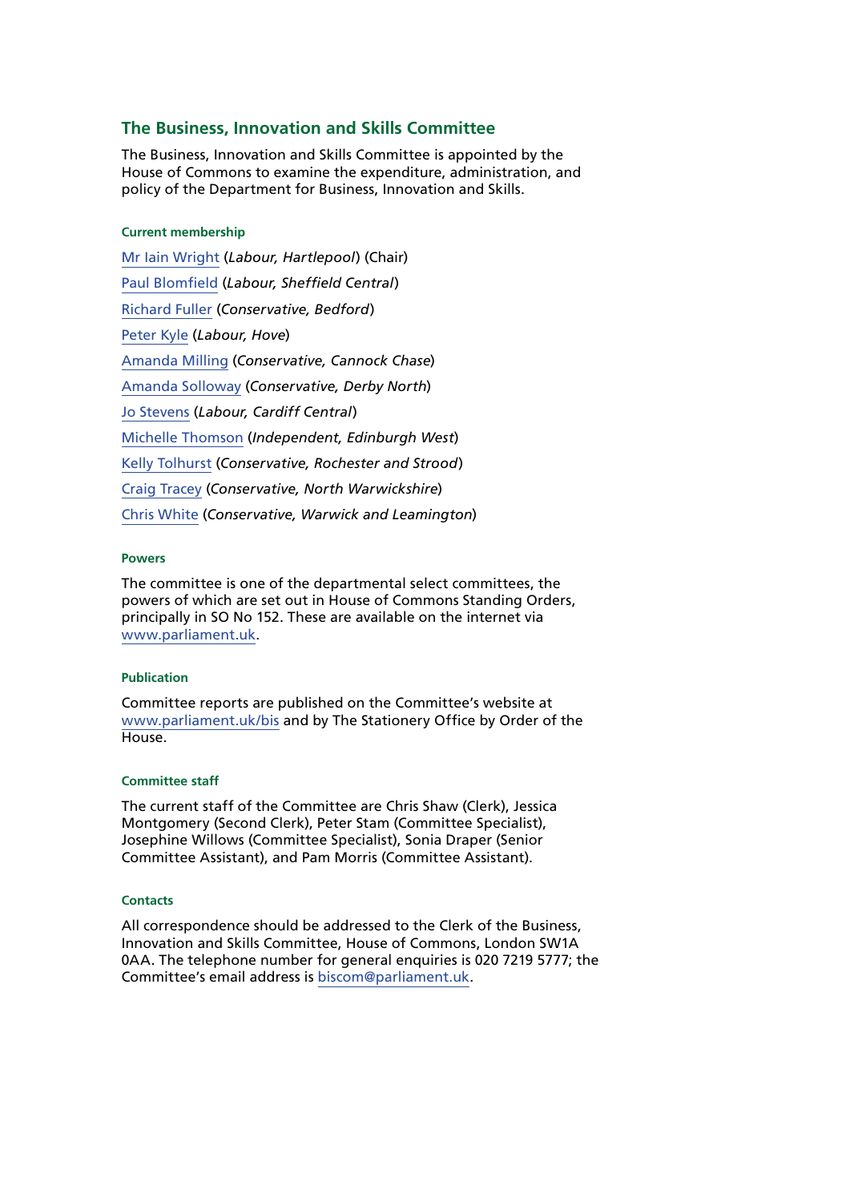## The Business, Innovation and Skills Committee

The Business, Innovation and Skills Committee is appointed by the House of Commons to examine the expenditure, administration, and policy of the Department for Business, Innovation and Skills.

#### Current membership

Mr Iain Wright (*Labour, Hartlepool*) (Chair)

Paul Blomfield (*Labour, Sheffield Central*)

Richard Fuller (*Conservative, Bedford*)

Peter Kyle (*Labour, Hove*)

Amanda Milling (*Conservative, Cannock Chase*)

Amanda Solloway (*Conservative, Derby North*)

Jo Stevens (*Labour, Cardiff Central*)

Michelle Thomson (*Independent, Edinburgh West*)

Kelly Tolhurst (*Conservative, Rochester and Strood*)

Craig Tracey (*Conservative, North Warwickshire*)

Chris White (*Conservative, Warwick and Leamington*)

#### Powers

The committee is one of the departmental select committees, the powers of which are set out in House of Commons Standing Orders, principally in SO No 152. These are available on the internet via www.parliament.uk.

#### Publication

Committee reports are published on the Committee's website at www.parliament.uk/bis and by The Stationery Office by Order of the House.

#### Committee staff

The current staff of the Committee are Chris Shaw (Clerk), Jessica Montgomery (Second Clerk), Peter Stam (Committee Specialist), Josephine Willows (Committee Specialist), Sonia Draper (Senior Committee Assistant), and Pam Morris (Committee Assistant).

#### Contacts

All correspondence should be addressed to the Clerk of the Business, Innovation and Skills Committee, House of Commons, London SW1A 0AA. The telephone number for general enquiries is 020 7219 5777; the Committee's email address is biscom@parliament.uk.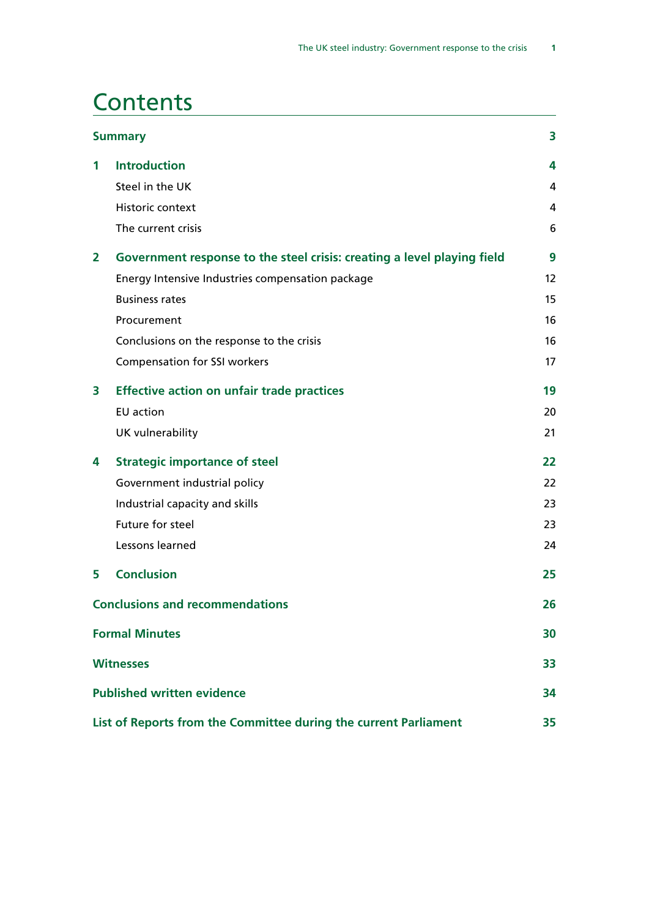# Contents

| | | |
|---|---|---|
| **Summary** | | **3** |
| **1** | **Introduction** | **4** |
| | Steel in the UK | 4 |
| | Historic context | 4 |
| | The current crisis | 6 |
| **2** | **Government response to the steel crisis: creating a level playing field** | **9** |
| | Energy Intensive Industries compensation package | 12 |
| | Business rates | 15 |
| | Procurement | 16 |
| | Conclusions on the response to the crisis | 16 |
| | Compensation for SSI workers | 17 |
| **3** | **Effective action on unfair trade practices** | **19** |
| | EU action | 20 |
| | UK vulnerability | 21 |
| **4** | **Strategic importance of steel** | **22** |
| | Government industrial policy | 22 |
| | Industrial capacity and skills | 23 |
| | Future for steel | 23 |
| | Lessons learned | 24 |
| **5** | **Conclusion** | **25** |
| **Conclusions and recommendations** | | **26** |
| **Formal Minutes** | | **30** |
| **Witnesses** | | **33** |
| **Published written evidence** | | **34** |
| **List of Reports from the Committee during the current Parliament** | | **35** |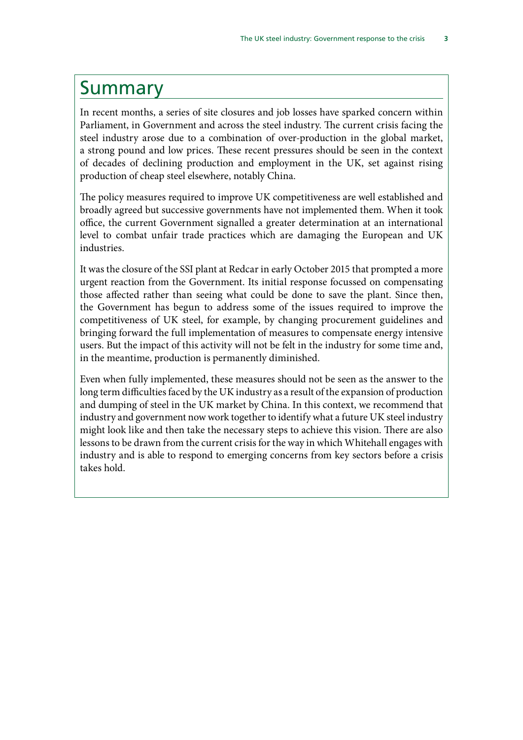# Summary

In recent months, a series of site closures and job losses have sparked concern within Parliament, in Government and across the steel industry. The current crisis facing the steel industry arose due to a combination of over-production in the global market, a strong pound and low prices. These recent pressures should be seen in the context of decades of declining production and employment in the UK, set against rising production of cheap steel elsewhere, notably China.

The policy measures required to improve UK competitiveness are well established and broadly agreed but successive governments have not implemented them. When it took office, the current Government signalled a greater determination at an international level to combat unfair trade practices which are damaging the European and UK industries.

It was the closure of the SSI plant at Redcar in early October 2015 that prompted a more urgent reaction from the Government. Its initial response focussed on compensating those affected rather than seeing what could be done to save the plant. Since then, the Government has begun to address some of the issues required to improve the competitiveness of UK steel, for example, by changing procurement guidelines and bringing forward the full implementation of measures to compensate energy intensive users. But the impact of this activity will not be felt in the industry for some time and, in the meantime, production is permanently diminished.

Even when fully implemented, these measures should not be seen as the answer to the long term difficulties faced by the UK industry as a result of the expansion of production and dumping of steel in the UK market by China. In this context, we recommend that industry and government now work together to identify what a future UK steel industry might look like and then take the necessary steps to achieve this vision. There are also lessons to be drawn from the current crisis for the way in which Whitehall engages with industry and is able to respond to emerging concerns from key sectors before a crisis takes hold.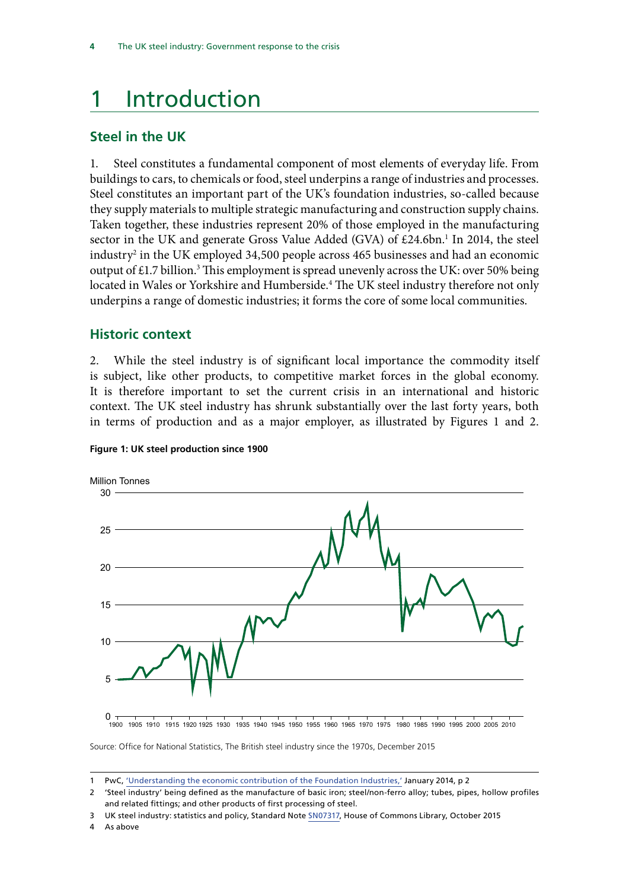# 1 Introduction

## Steel in the UK

1. Steel constitutes a fundamental component of most elements of everyday life. From buildings to cars, to chemicals or food, steel underpins a range of industries and processes. Steel constitutes an important part of the UK's foundation industries, so-called because they supply materials to multiple strategic manufacturing and construction supply chains. Taken together, these industries represent 20% of those employed in the manufacturing sector in the UK and generate Gross Value Added (GVA) of £24.6bn.[1] In 2014, the steel industry[2] in the UK employed 34,500 people across 465 businesses and had an economic output of £1.7 billion.[3] This employment is spread unevenly across the UK: over 50% being located in Wales or Yorkshire and Humberside.[4] The UK steel industry therefore not only underpins a range of domestic industries; it forms the core of some local communities.

## Historic context

2. While the steel industry is of significant local importance the commodity itself is subject, like other products, to competitive market forces in the global economy. It is therefore important to set the current crisis in an international and historic context. The UK steel industry has shrunk substantially over the last forty years, both in terms of production and as a major employer, as illustrated by Figures 1 and 2.

**Figure 1: UK steel production since 1900**

Source: Office for National Statistics, The British steel industry since the 1970s, December 2015

---

1 PwC, 'Understanding the economic contribution of the Foundation Industries,' January 2014, p 2

2 'Steel industry' being defined as the manufacture of basic iron; steel/non-ferro alloy; tubes, pipes, hollow profiles and related fittings; and other products of first processing of steel.

3 UK steel industry: statistics and policy, Standard Note SN07317, House of Commons Library, October 2015

4 As above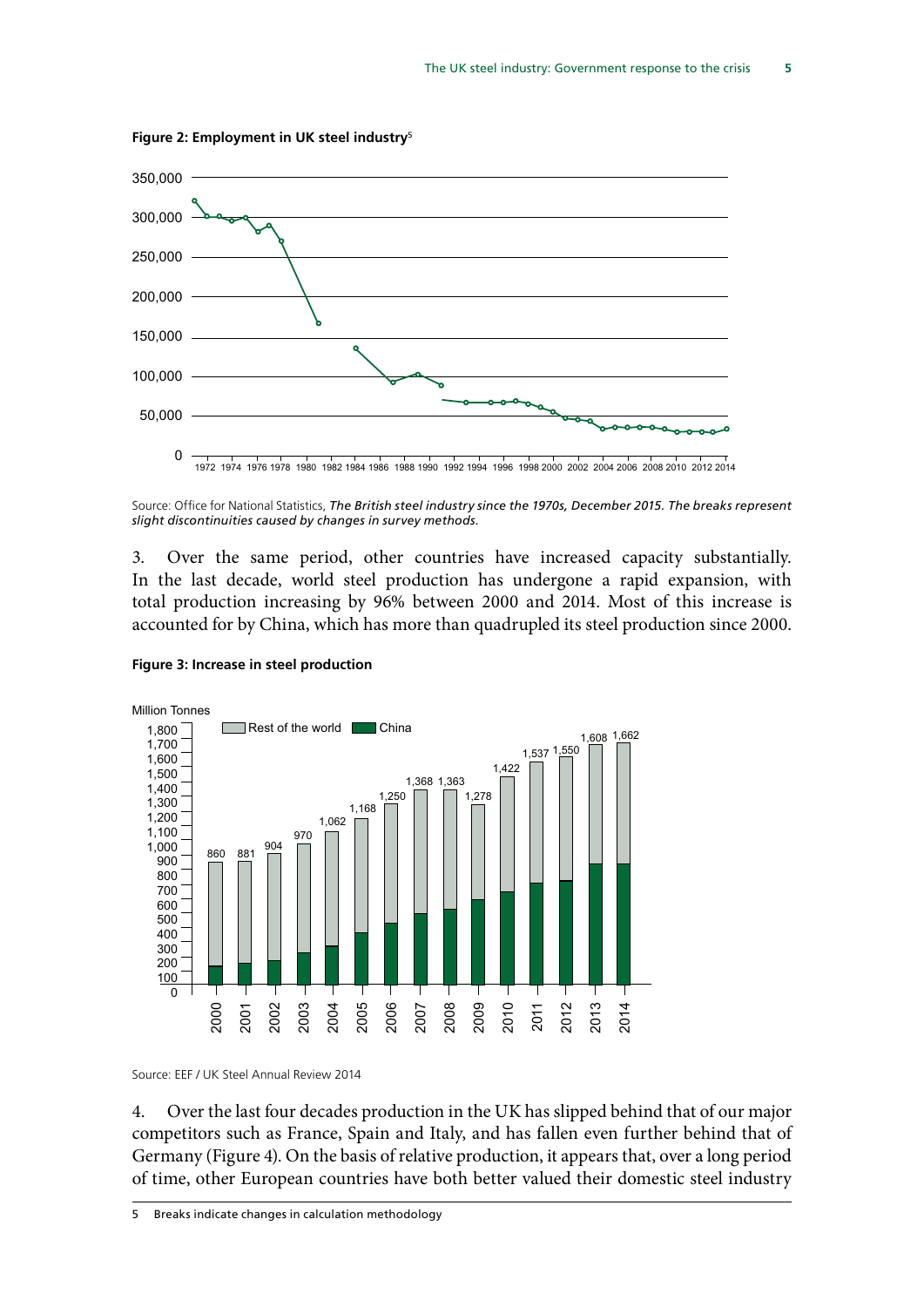**Figure 2: Employment in UK steel industry**[5]

Source: Office for National Statistics, *The British steel industry since the 1970s, December 2015. The breaks represent slight discontinuities caused by changes in survey methods.*

3. Over the same period, other countries have increased capacity substantially. In the last decade, world steel production has undergone a rapid expansion, with total production increasing by 96% between 2000 and 2014. Most of this increase is accounted for by China, which has more than quadrupled its steel production since 2000.

**Figure 3: Increase in steel production**

Source: EEF / UK Steel Annual Review 2014

4. Over the last four decades production in the UK has slipped behind that of our major competitors such as France, Spain and Italy, and has fallen even further behind that of Germany (Figure 4). On the basis of relative production, it appears that, over a long period of time, other European countries have both better valued their domestic steel industry

5 Breaks indicate changes in calculation methodology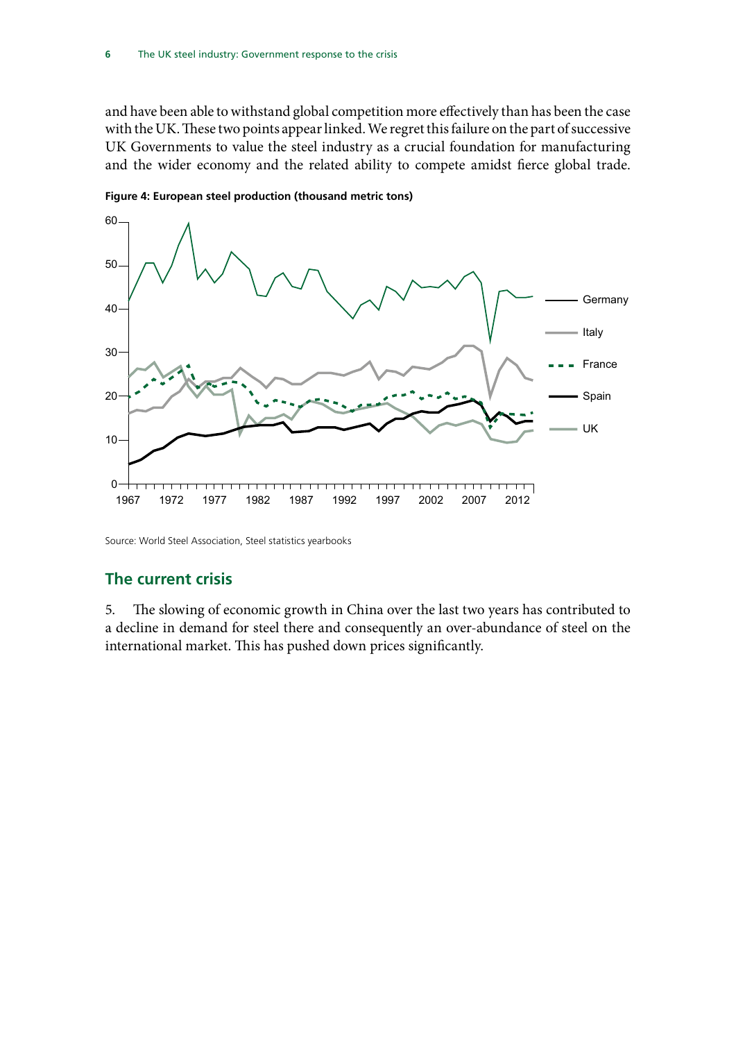and have been able to withstand global competition more effectively than has been the case with the UK. These two points appear linked. We regret this failure on the part of successive UK Governments to value the steel industry as a crucial foundation for manufacturing and the wider economy and the related ability to compete amidst fierce global trade.

**Figure 4: European steel production (thousand metric tons)**

Source: World Steel Association, Steel statistics yearbooks

## The current crisis

5. The slowing of economic growth in China over the last two years has contributed to a decline in demand for steel there and consequently an over-abundance of steel on the international market. This has pushed down prices significantly.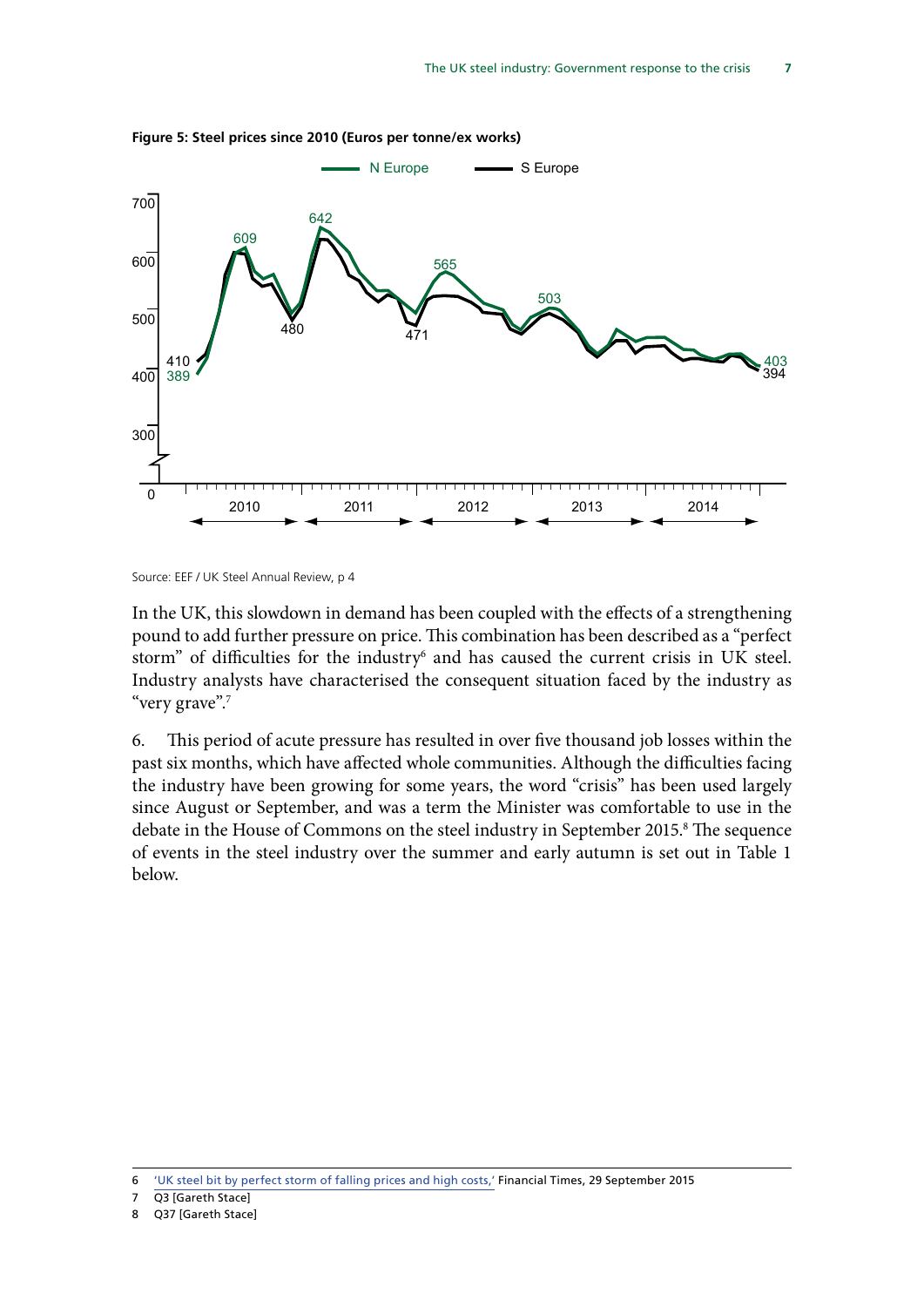**Figure 5: Steel prices since 2010 (Euros per tonne/ex works)**

Source: EEF / UK Steel Annual Review, p 4

In the UK, this slowdown in demand has been coupled with the effects of a strengthening pound to add further pressure on price. This combination has been described as a "perfect storm" of difficulties for the industry[6] and has caused the current crisis in UK steel. Industry analysts have characterised the consequent situation faced by the industry as "very grave".[7]

6. This period of acute pressure has resulted in over five thousand job losses within the past six months, which have affected whole communities. Although the difficulties facing the industry have been growing for some years, the word "crisis" has been used largely since August or September, and was a term the Minister was comfortable to use in the debate in the House of Commons on the steel industry in September 2015.[8] The sequence of events in the steel industry over the summer and early autumn is set out in Table 1 below.

---

6 'UK steel bit by perfect storm of falling prices and high costs,' Financial Times, 29 September 2015

7 Q3 [Gareth Stace]

8 Q37 [Gareth Stace]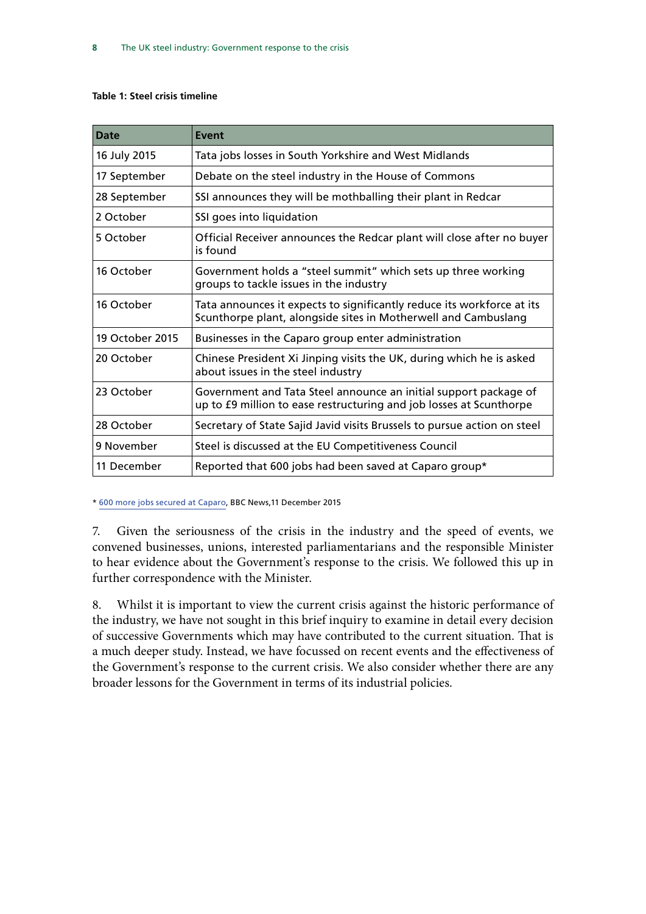**Table 1: Steel crisis timeline**

| Date | Event |
|---|---|
| 16 July 2015 | Tata jobs losses in South Yorkshire and West Midlands |
| 17 September | Debate on the steel industry in the House of Commons |
| 28 September | SSI announces they will be mothballing their plant in Redcar |
| 2 October | SSI goes into liquidation |
| 5 October | Official Receiver announces the Redcar plant will close after no buyer is found |
| 16 October | Government holds a "steel summit" which sets up three working groups to tackle issues in the industry |
| 16 October | Tata announces it expects to significantly reduce its workforce at its Scunthorpe plant, alongside sites in Motherwell and Cambuslang |
| 19 October 2015 | Businesses in the Caparo group enter administration |
| 20 October | Chinese President Xi Jinping visits the UK, during which he is asked about issues in the steel industry |
| 23 October | Government and Tata Steel announce an initial support package of up to £9 million to ease restructuring and job losses at Scunthorpe |
| 28 October | Secretary of State Sajid Javid visits Brussels to pursue action on steel |
| 9 November | Steel is discussed at the EU Competitiveness Council |
| 11 December | Reported that 600 jobs had been saved at Caparo group* |

* 600 more jobs secured at Caparo, BBC News, 11 December 2015

7. Given the seriousness of the crisis in the industry and the speed of events, we convened businesses, unions, interested parliamentarians and the responsible Minister to hear evidence about the Government's response to the crisis. We followed this up in further correspondence with the Minister.

8. Whilst it is important to view the current crisis against the historic performance of the industry, we have not sought in this brief inquiry to examine in detail every decision of successive Governments which may have contributed to the current situation. That is a much deeper study. Instead, we have focussed on recent events and the effectiveness of the Government's response to the current crisis. We also consider whether there are any broader lessons for the Government in terms of its industrial policies.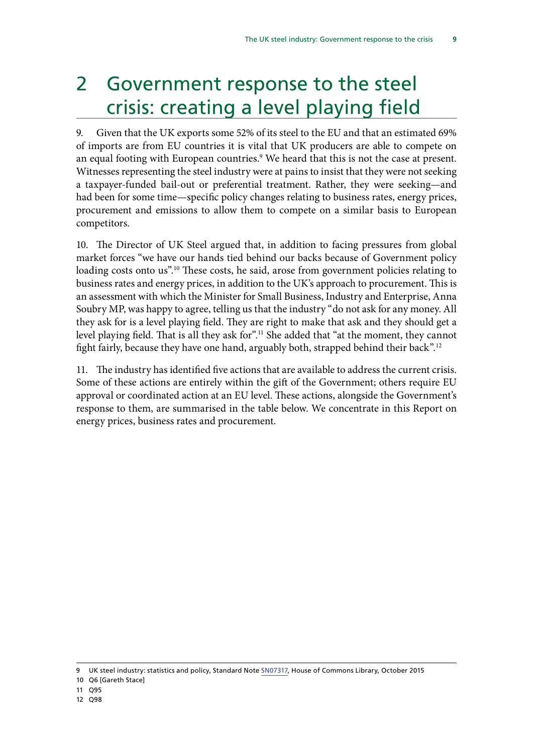# 2 Government response to the steel crisis: creating a level playing field

9. Given that the UK exports some 52% of its steel to the EU and that an estimated 69% of imports are from EU countries it is vital that UK producers are able to compete on an equal footing with European countries.[9] We heard that this is not the case at present. Witnesses representing the steel industry were at pains to insist that they were not seeking a taxpayer-funded bail-out or preferential treatment. Rather, they were seeking—and had been for some time—specific policy changes relating to business rates, energy prices, procurement and emissions to allow them to compete on a similar basis to European competitors.

10. The Director of UK Steel argued that, in addition to facing pressures from global market forces "we have our hands tied behind our backs because of Government policy loading costs onto us".[10] These costs, he said, arose from government policies relating to business rates and energy prices, in addition to the UK's approach to procurement. This is an assessment with which the Minister for Small Business, Industry and Enterprise, Anna Soubry MP, was happy to agree, telling us that the industry "do not ask for any money. All they ask for is a level playing field. They are right to make that ask and they should get a level playing field. That is all they ask for".[11] She added that "at the moment, they cannot fight fairly, because they have one hand, arguably both, strapped behind their back".[12]

11. The industry has identified five actions that are available to address the current crisis. Some of these actions are entirely within the gift of the Government; others require EU approval or coordinated action at an EU level. These actions, alongside the Government's response to them, are summarised in the table below. We concentrate in this Report on energy prices, business rates and procurement.

---

9 UK steel industry: statistics and policy, Standard Note SN07317, House of Commons Library, October 2015

10 Q6 [Gareth Stace]

11 Q95

12 Q98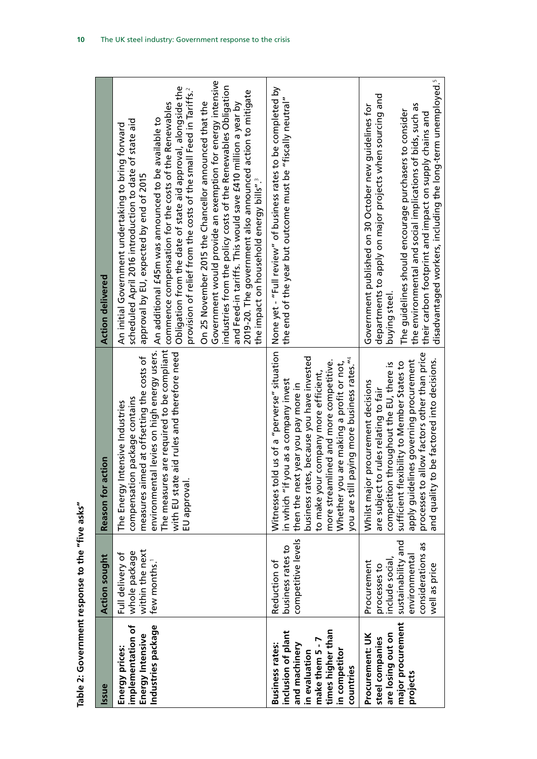**Table 2: Government response to the "five asks"**

| Issue | Action sought | Reason for action | Action delivered |
|---|---|---|---|
| **Energy prices: implementation of Energy Intensive Industries package** | Full delivery of whole package within the next few months.[1] | The Energy Intensive Industries compensation package contains measures aimed at offsetting the costs of environmental levies on high energy users. The measures are required to be compliant with EU state aid rules and therefore need EU approval. | An initial Government undertaking to bring forward scheduled April 2016 introduction to date of state aid approval by EU, expected by end of 2015. An additional £45m was announced to be available to commence compensation for the costs of the Renewables Obligation from the date of state aid approval, alongside the provision of relief from the costs of the small Feed in Tariffs.[2] On 25 November 2015 the Chancellor announced that the Government would provide an exemption for energy intensive industries from the policy costs of the Renewables Obligation and Feed-in tariffs. This would save £410 million a year by 2019-20. The government also announced action to mitigate the impact on household energy bills".[3] |
| **Business rates: inclusion of plant and machinery in evaluation make them 5 - 7 times higher than in competitor countries** | Reduction of business rates to competitive levels | Witnesses told us of a "perverse" situation in which "if you as a company invest then the next year you pay more in business rates, because you have invested to make your company more efficient, more streamlined and more competitive. Whether you are making a profit or not, you are still paying more business rates."[4] | None yet - "Full review" of business rates to be completed by the end of the year but outcome must be "fiscally neutral" |
| **Procurement: UK steel companies are losing out on major procurement projects** | Procurement processes to include social, sustainability and environmental considerations as well as price | Whilst major procurement decisions are subject to rules relating to fair competition throughout the EU, there is sufficient flexibility to Member States to apply guidelines governing procurement processes to allow factors other than price and quality to be factored into decisions. | Government published on 30 October new guidelines for departments to apply on major projects when sourcing and buying steel. The guidelines should encourage purchasers to consider the environmental and social implications of bids, such as their carbon footprint and impact on supply chains and disadvantaged workers, including the long-term unemployed.[5] |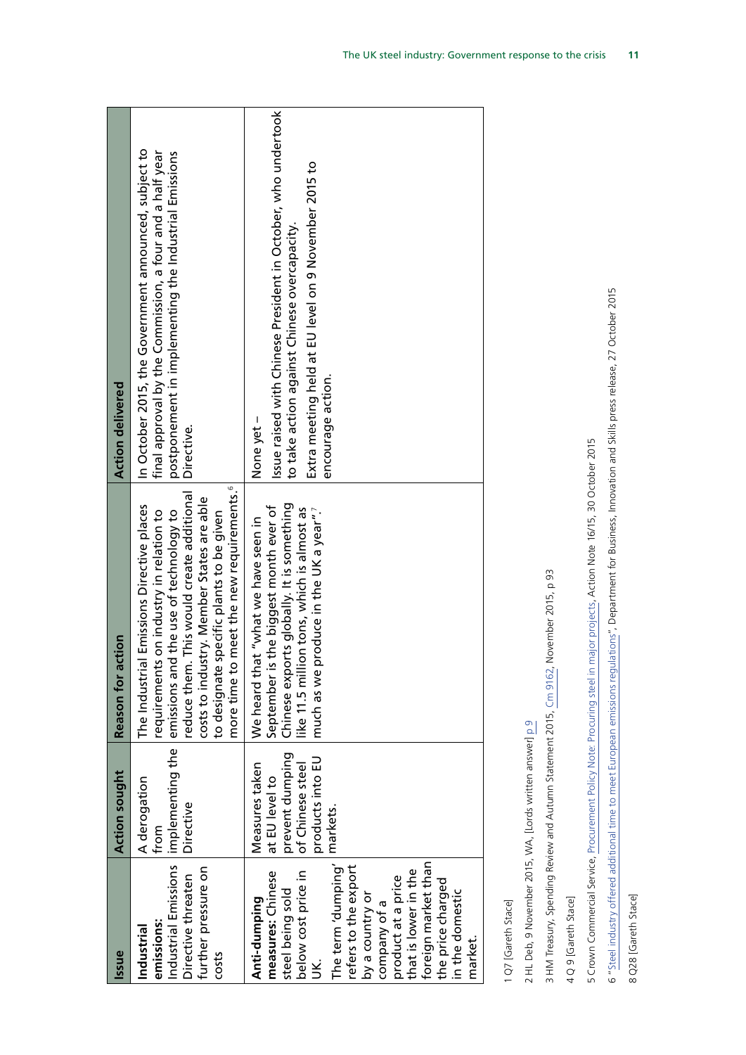| Issue | Action sought | Reason for action | Action delivered |
|---|---|---|---|
| **Industrial emissions:** Industrial Emissions Directive threaten further pressure on costs | A derogation from implementing the Directive | The Industrial Emissions Directive places requirements on industry in relation to emissions and the use of technology to reduce them. This would create additional costs to industry. Member States are able to designate specific plants to be given more time to meet the new requirements.[6] | In October 2015, the Government announced, subject to final approval by the Commission, a four and a half year postponement in implementing the Industrial Emissions Directive. |
| **Anti-dumping measures:** Chinese steel being sold below cost price in UK. The term 'dumping' refers to the export by a country or company of a product at a price that is lower in the foreign market than the price charged in the domestic market. | Measures taken at EU level to prevent dumping of Chinese steel products into EU markets. | We heard that "what we have seen in September is the biggest month ever of Chinese exports globally. It is something like 11.5 million tons, which is almost as much as we produce in the UK a year".[7] | None yet – Issue raised with Chinese President in October, who undertook to take action against Chinese overcapacity. Extra meeting held at EU level on 9 November 2015 to encourage action. |

1 Q7 [Gareth Stace]

2 HL Deb, 9 November 2015, WA, [Lords written answer] p 9

3 HM Treasury, Spending Review and Autumn Statement 2015, Cm 9162, November 2015, p 93

4 Q 9 [Gareth Stace]

5 Crown Commercial Service, Procurement Policy Note: Procuring steel in major projects, Action Note 16/15, 30 October 2015

6 "Steel industry offered additional time to meet European emissions regulations", Department for Business, Innovation and Skills press release, 27 October 2015

8 Q28 [Gareth Stace]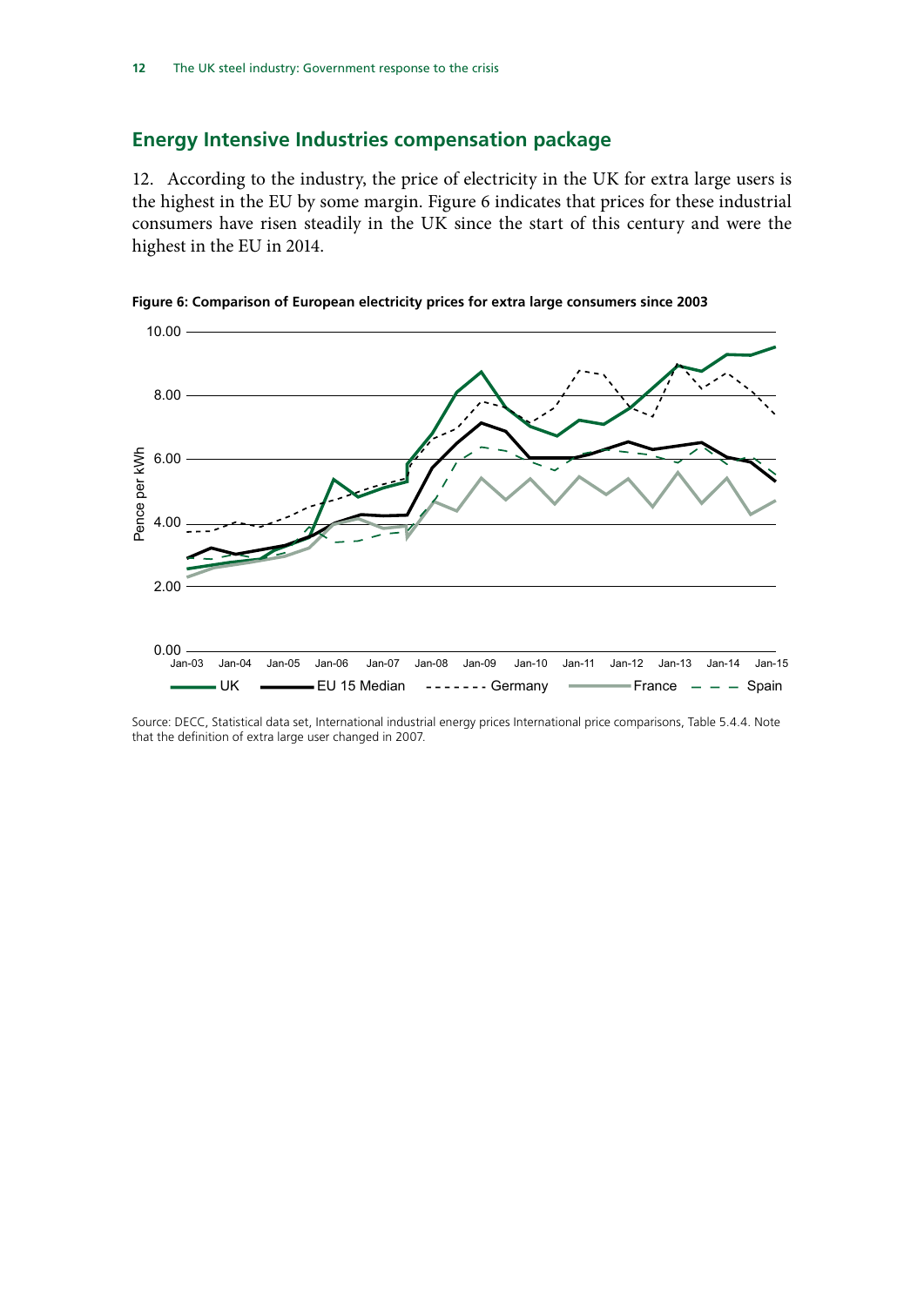## Energy Intensive Industries compensation package

12. According to the industry, the price of electricity in the UK for extra large users is the highest in the EU by some margin. Figure 6 indicates that prices for these industrial consumers have risen steadily in the UK since the start of this century and were the highest in the EU in 2014.

**Figure 6: Comparison of European electricity prices for extra large consumers since 2003**

Source: DECC, Statistical data set, International industrial energy prices International price comparisons, Table 5.4.4. Note that the definition of extra large user changed in 2007.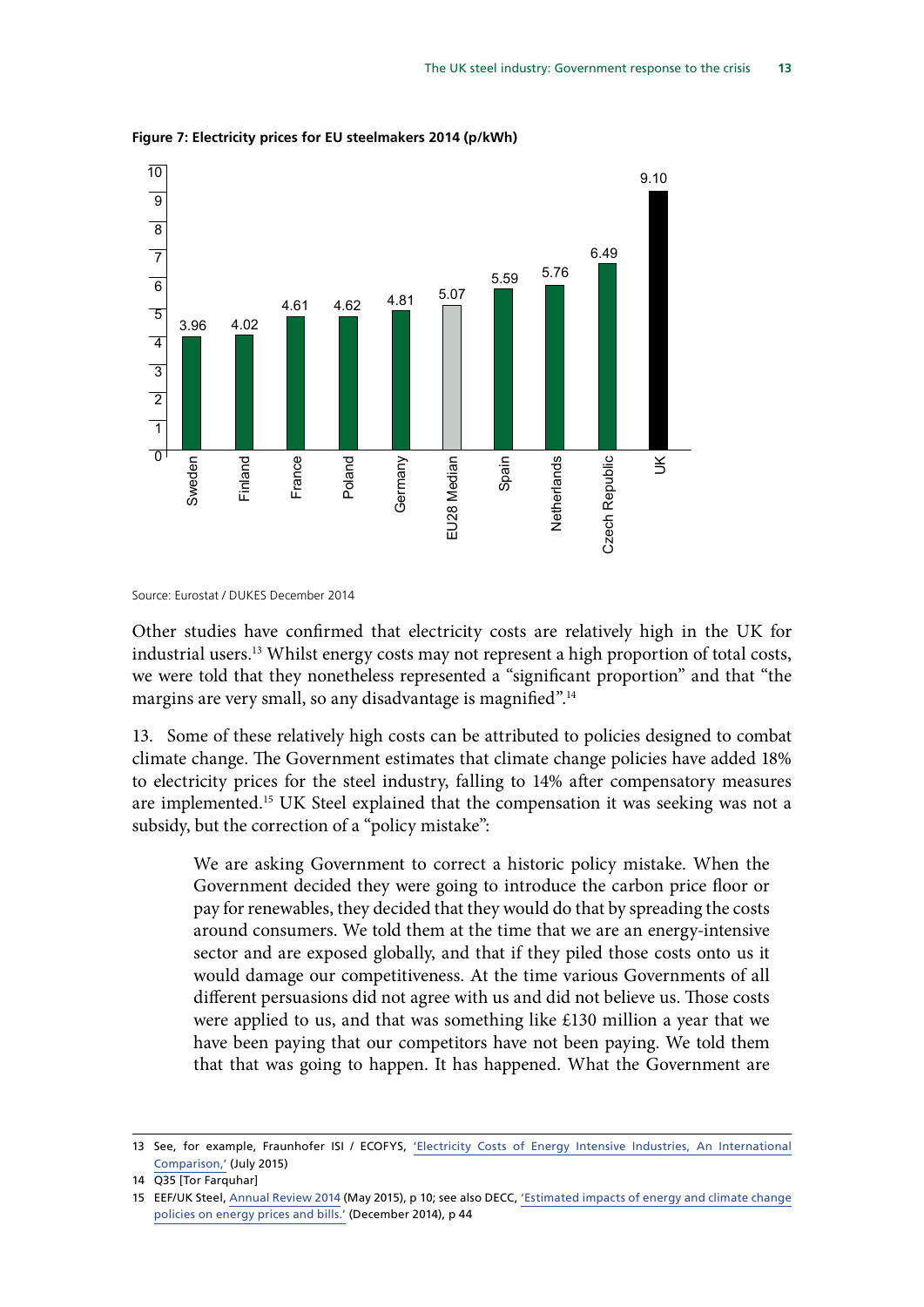**Figure 7: Electricity prices for EU steelmakers 2014 (p/kWh)**

| Country | p/kWh |
|---|---|
| Sweden | 3.96 |
| Finland | 4.02 |
| France | 4.61 |
| Poland | 4.62 |
| Germany | 4.81 |
| EU28 Median | 5.07 |
| Spain | 5.59 |
| Netherlands | 5.76 |
| Czech Republic | 6.49 |
| UK | 9.10 |

Source: Eurostat / DUKES December 2014

Other studies have confirmed that electricity costs are relatively high in the UK for industrial users.[13] Whilst energy costs may not represent a high proportion of total costs, we were told that they nonetheless represented a "significant proportion" and that "the margins are very small, so any disadvantage is magnified".[14]

13. Some of these relatively high costs can be attributed to policies designed to combat climate change. The Government estimates that climate change policies have added 18% to electricity prices for the steel industry, falling to 14% after compensatory measures are implemented.[15] UK Steel explained that the compensation it was seeking was not a subsidy, but the correction of a "policy mistake":

> We are asking Government to correct a historic policy mistake. When the Government decided they were going to introduce the carbon price floor or pay for renewables, they decided that they would do that by spreading the costs around consumers. We told them at the time that we are an energy-intensive sector and are exposed globally, and that if they piled those costs onto us it would damage our competitiveness. At the time various Governments of all different persuasions did not agree with us and did not believe us. Those costs were applied to us, and that was something like £130 million a year that we have been paying that our competitors have not been paying. We told them that that was going to happen. It has happened. What the Government are

---

13 See, for example, Fraunhofer ISI / ECOFYS, 'Electricity Costs of Energy Intensive Industries, An International Comparison,' (July 2015)

14 Q35 [Tor Farquhar]

15 EEF/UK Steel, Annual Review 2014 (May 2015), p 10; see also DECC, 'Estimated impacts of energy and climate change policies on energy prices and bills.' (December 2014), p 44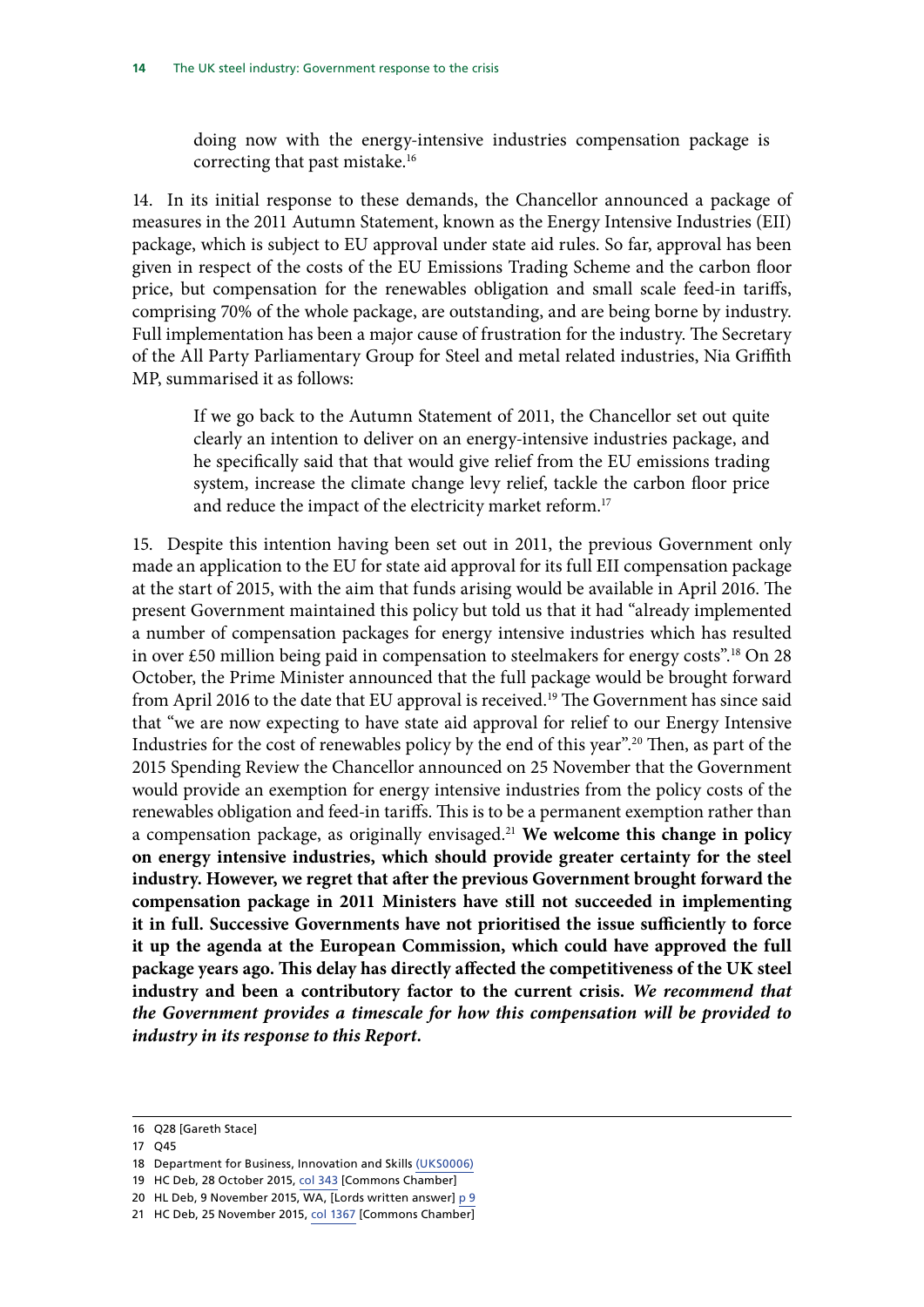> doing now with the energy-intensive industries compensation package is correcting that past mistake.[16]

14. In its initial response to these demands, the Chancellor announced a package of measures in the 2011 Autumn Statement, known as the Energy Intensive Industries (EII) package, which is subject to EU approval under state aid rules. So far, approval has been given in respect of the costs of the EU Emissions Trading Scheme and the carbon floor price, but compensation for the renewables obligation and small scale feed-in tariffs, comprising 70% of the whole package, are outstanding, and are being borne by industry. Full implementation has been a major cause of frustration for the industry. The Secretary of the All Party Parliamentary Group for Steel and metal related industries, Nia Griffith MP, summarised it as follows:

> If we go back to the Autumn Statement of 2011, the Chancellor set out quite clearly an intention to deliver on an energy-intensive industries package, and he specifically said that that would give relief from the EU emissions trading system, increase the climate change levy relief, tackle the carbon floor price and reduce the impact of the electricity market reform.[17]

15. Despite this intention having been set out in 2011, the previous Government only made an application to the EU for state aid approval for its full EII compensation package at the start of 2015, with the aim that funds arising would be available in April 2016. The present Government maintained this policy but told us that it had "already implemented a number of compensation packages for energy intensive industries which has resulted in over £50 million being paid in compensation to steelmakers for energy costs".[18] On 28 October, the Prime Minister announced that the full package would be brought forward from April 2016 to the date that EU approval is received.[19] The Government has since said that "we are now expecting to have state aid approval for relief to our Energy Intensive Industries for the cost of renewables policy by the end of this year".[20] Then, as part of the 2015 Spending Review the Chancellor announced on 25 November that the Government would provide an exemption for energy intensive industries from the policy costs of the renewables obligation and feed-in tariffs. This is to be a permanent exemption rather than a compensation package, as originally envisaged.[21] **We welcome this change in policy on energy intensive industries, which should provide greater certainty for the steel industry. However, we regret that after the previous Government brought forward the compensation package in 2011 Ministers have still not succeeded in implementing it in full. Successive Governments have not prioritised the issue sufficiently to force it up the agenda at the European Commission, which could have approved the full package years ago. This delay has directly affected the competitiveness of the UK steel industry and been a contributory factor to the current crisis.** ***We recommend that the Government provides a timescale for how this compensation will be provided to industry in its response to this Report.***

16 Q28 [Gareth Stace]

17 Q45

18 Department for Business, Innovation and Skills (UKS0006)

19 HC Deb, 28 October 2015, col 343 [Commons Chamber]

20 HL Deb, 9 November 2015, WA, [Lords written answer] p 9

21 HC Deb, 25 November 2015, col 1367 [Commons Chamber]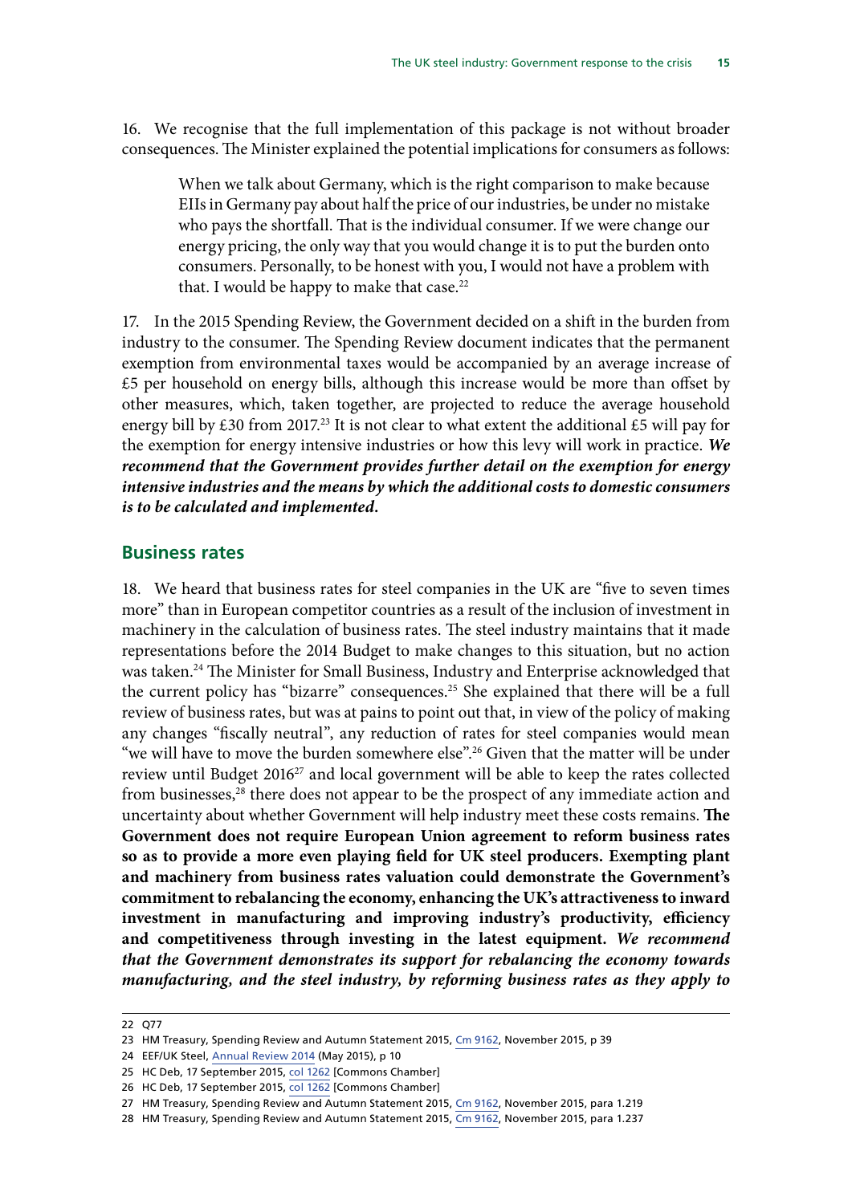16. We recognise that the full implementation of this package is not without broader consequences. The Minister explained the potential implications for consumers as follows:

> When we talk about Germany, which is the right comparison to make because EIIs in Germany pay about half the price of our industries, be under no mistake who pays the shortfall. That is the individual consumer. If we were change our energy pricing, the only way that you would change it is to put the burden onto consumers. Personally, to be honest with you, I would not have a problem with that. I would be happy to make that case.[22]

17. In the 2015 Spending Review, the Government decided on a shift in the burden from industry to the consumer. The Spending Review document indicates that the permanent exemption from environmental taxes would be accompanied by an average increase of £5 per household on energy bills, although this increase would be more than offset by other measures, which, taken together, are projected to reduce the average household energy bill by £30 from 2017.[23] It is not clear to what extent the additional £5 will pay for the exemption for energy intensive industries or how this levy will work in practice. ***We recommend that the Government provides further detail on the exemption for energy intensive industries and the means by which the additional costs to domestic consumers is to be calculated and implemented.***

## Business rates

18. We heard that business rates for steel companies in the UK are "five to seven times more" than in European competitor countries as a result of the inclusion of investment in machinery in the calculation of business rates. The steel industry maintains that it made representations before the 2014 Budget to make changes to this situation, but no action was taken.[24] The Minister for Small Business, Industry and Enterprise acknowledged that the current policy has "bizarre" consequences.[25] She explained that there will be a full review of business rates, but was at pains to point out that, in view of the policy of making any changes "fiscally neutral", any reduction of rates for steel companies would mean "we will have to move the burden somewhere else".[26] Given that the matter will be under review until Budget 2016[27] and local government will be able to keep the rates collected from businesses,[28] there does not appear to be the prospect of any immediate action and uncertainty about whether Government will help industry meet these costs remains. **The Government does not require European Union agreement to reform business rates so as to provide a more even playing field for UK steel producers. Exempting plant and machinery from business rates valuation could demonstrate the Government's commitment to rebalancing the economy, enhancing the UK's attractiveness to inward investment in manufacturing and improving industry's productivity, efficiency and competitiveness through investing in the latest equipment.** ***We recommend that the Government demonstrates its support for rebalancing the economy towards manufacturing, and the steel industry, by reforming business rates as they apply to***

---

22 Q77

23 HM Treasury, Spending Review and Autumn Statement 2015, Cm 9162, November 2015, p 39

24 EEF/UK Steel, Annual Review 2014 (May 2015), p 10

25 HC Deb, 17 September 2015, col 1262 [Commons Chamber]

26 HC Deb, 17 September 2015, col 1262 [Commons Chamber]

27 HM Treasury, Spending Review and Autumn Statement 2015, Cm 9162, November 2015, para 1.219

28 HM Treasury, Spending Review and Autumn Statement 2015, Cm 9162, November 2015, para 1.237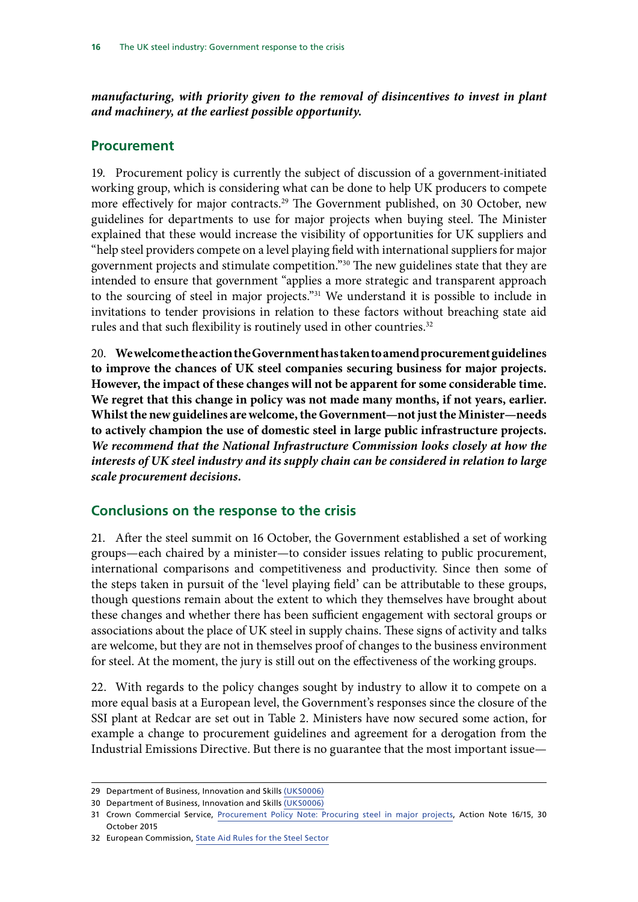***manufacturing, with priority given to the removal of disincentives to invest in plant and machinery, at the earliest possible opportunity.***

## Procurement

19. Procurement policy is currently the subject of discussion of a government-initiated working group, which is considering what can be done to help UK producers to compete more effectively for major contracts.[29] The Government published, on 30 October, new guidelines for departments to use for major projects when buying steel. The Minister explained that these would increase the visibility of opportunities for UK suppliers and "help steel providers compete on a level playing field with international suppliers for major government projects and stimulate competition."[30] The new guidelines state that they are intended to ensure that government "applies a more strategic and transparent approach to the sourcing of steel in major projects."[31] We understand it is possible to include in invitations to tender provisions in relation to these factors without breaching state aid rules and that such flexibility is routinely used in other countries.[32]

20. **We welcome the action the Government has taken to amend procurement guidelines to improve the chances of UK steel companies securing business for major projects. However, the impact of these changes will not be apparent for some considerable time. We regret that this change in policy was not made many months, if not years, earlier. Whilst the new guidelines are welcome, the Government—not just the Minister—needs to actively champion the use of domestic steel in large public infrastructure projects.** ***We recommend that the National Infrastructure Commission looks closely at how the interests of UK steel industry and its supply chain can be considered in relation to large scale procurement decisions.***

## Conclusions on the response to the crisis

21. After the steel summit on 16 October, the Government established a set of working groups—each chaired by a minister—to consider issues relating to public procurement, international comparisons and competitiveness and productivity. Since then some of the steps taken in pursuit of the 'level playing field' can be attributable to these groups, though questions remain about the extent to which they themselves have brought about these changes and whether there has been sufficient engagement with sectoral groups or associations about the place of UK steel in supply chains. These signs of activity and talks are welcome, but they are not in themselves proof of changes to the business environment for steel. At the moment, the jury is still out on the effectiveness of the working groups.

22. With regards to the policy changes sought by industry to allow it to compete on a more equal basis at a European level, the Government's responses since the closure of the SSI plant at Redcar are set out in Table 2. Ministers have now secured some action, for example a change to procurement guidelines and agreement for a derogation from the Industrial Emissions Directive. But there is no guarantee that the most important issue—

---

29 Department of Business, Innovation and Skills (UKS0006)

30 Department of Business, Innovation and Skills (UKS0006)

31 Crown Commercial Service, Procurement Policy Note: Procuring steel in major projects, Action Note 16/15, 30 October 2015

32 European Commission, State Aid Rules for the Steel Sector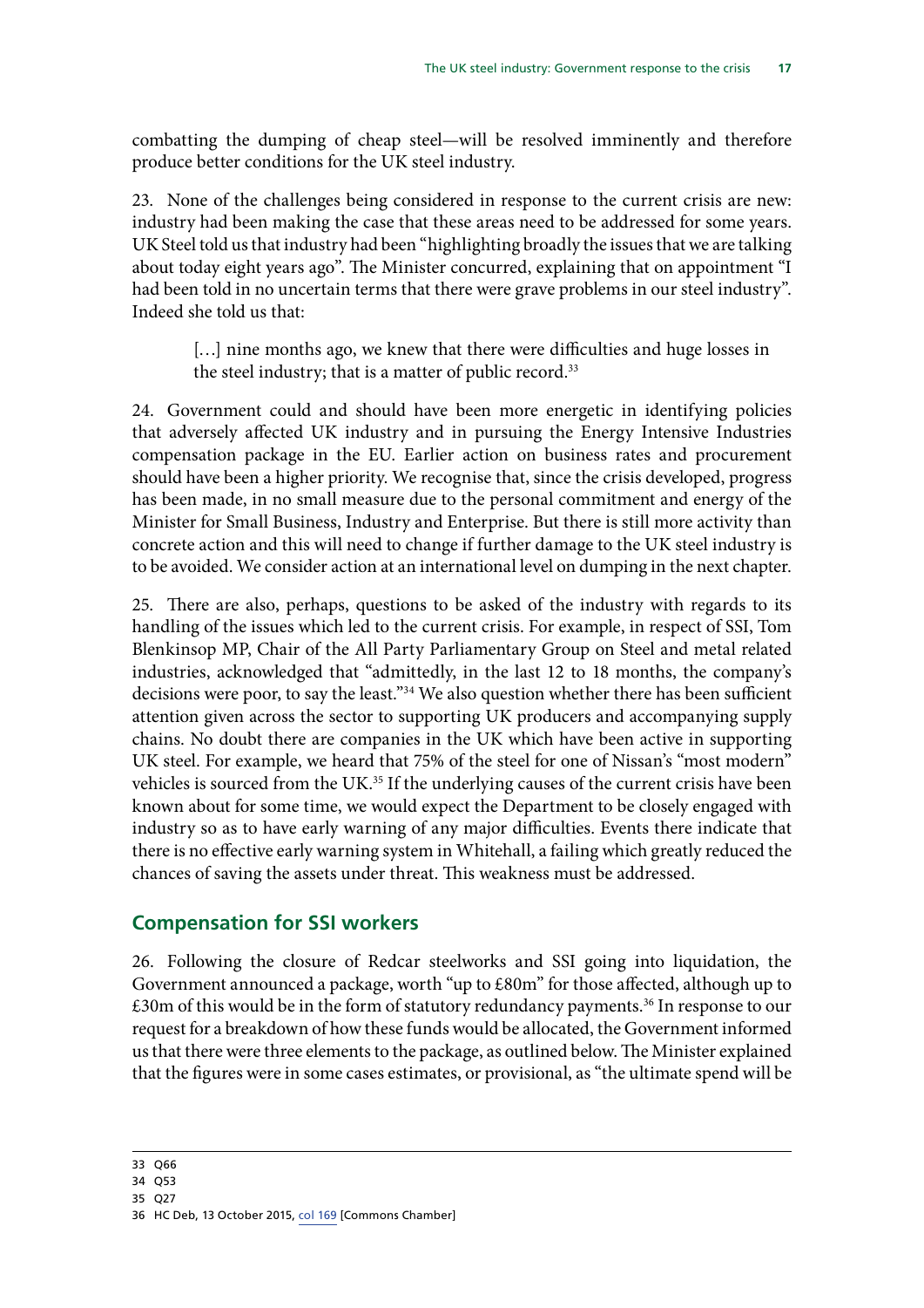combatting the dumping of cheap steel—will be resolved imminently and therefore produce better conditions for the UK steel industry.

23. None of the challenges being considered in response to the current crisis are new: industry had been making the case that these areas need to be addressed for some years. UK Steel told us that industry had been "highlighting broadly the issues that we are talking about today eight years ago". The Minister concurred, explaining that on appointment "I had been told in no uncertain terms that there were grave problems in our steel industry". Indeed she told us that:

> […] nine months ago, we knew that there were difficulties and huge losses in the steel industry; that is a matter of public record.[33]

24. Government could and should have been more energetic in identifying policies that adversely affected UK industry and in pursuing the Energy Intensive Industries compensation package in the EU. Earlier action on business rates and procurement should have been a higher priority. We recognise that, since the crisis developed, progress has been made, in no small measure due to the personal commitment and energy of the Minister for Small Business, Industry and Enterprise. But there is still more activity than concrete action and this will need to change if further damage to the UK steel industry is to be avoided. We consider action at an international level on dumping in the next chapter.

25. There are also, perhaps, questions to be asked of the industry with regards to its handling of the issues which led to the current crisis. For example, in respect of SSI, Tom Blenkinsop MP, Chair of the All Party Parliamentary Group on Steel and metal related industries, acknowledged that "admittedly, in the last 12 to 18 months, the company's decisions were poor, to say the least."[34] We also question whether there has been sufficient attention given across the sector to supporting UK producers and accompanying supply chains. No doubt there are companies in the UK which have been active in supporting UK steel. For example, we heard that 75% of the steel for one of Nissan's "most modern" vehicles is sourced from the UK.[35] If the underlying causes of the current crisis have been known about for some time, we would expect the Department to be closely engaged with industry so as to have early warning of any major difficulties. Events there indicate that there is no effective early warning system in Whitehall, a failing which greatly reduced the chances of saving the assets under threat. This weakness must be addressed.

## Compensation for SSI workers

26. Following the closure of Redcar steelworks and SSI going into liquidation, the Government announced a package, worth "up to £80m" for those affected, although up to £30m of this would be in the form of statutory redundancy payments.[36] In response to our request for a breakdown of how these funds would be allocated, the Government informed us that there were three elements to the package, as outlined below. The Minister explained that the figures were in some cases estimates, or provisional, as "the ultimate spend will be

---

33 Q66

34 Q53

35 Q27

36 HC Deb, 13 October 2015, col 169 [Commons Chamber]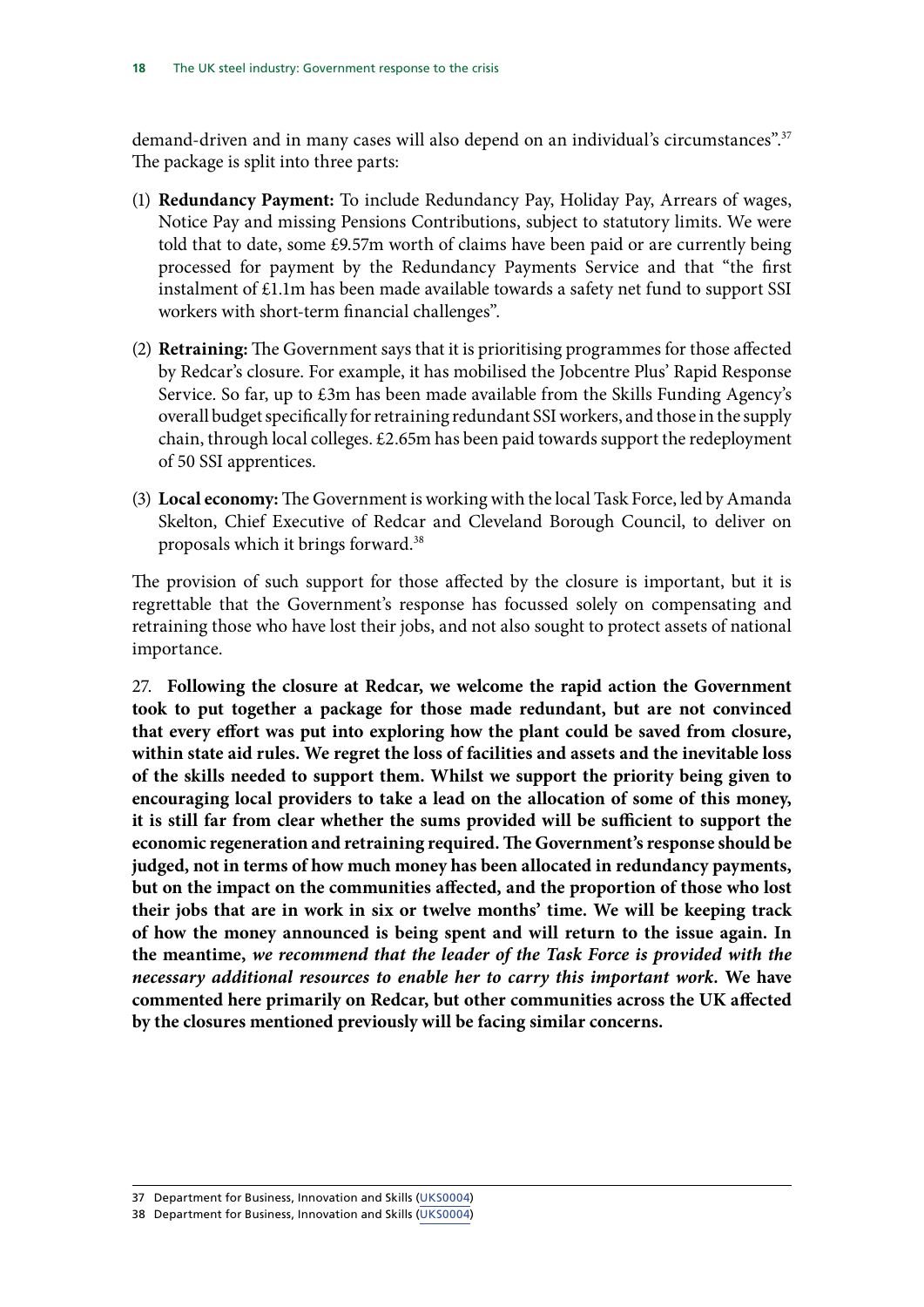demand-driven and in many cases will also depend on an individual's circumstances".[37] The package is split into three parts:

(1) **Redundancy Payment:** To include Redundancy Pay, Holiday Pay, Arrears of wages, Notice Pay and missing Pensions Contributions, subject to statutory limits. We were told that to date, some £9.57m worth of claims have been paid or are currently being processed for payment by the Redundancy Payments Service and that "the first instalment of £1.1m has been made available towards a safety net fund to support SSI workers with short-term financial challenges".

(2) **Retraining:** The Government says that it is prioritising programmes for those affected by Redcar's closure. For example, it has mobilised the Jobcentre Plus' Rapid Response Service. So far, up to £3m has been made available from the Skills Funding Agency's overall budget specifically for retraining redundant SSI workers, and those in the supply chain, through local colleges. £2.65m has been paid towards support the redeployment of 50 SSI apprentices.

(3) **Local economy:** The Government is working with the local Task Force, led by Amanda Skelton, Chief Executive of Redcar and Cleveland Borough Council, to deliver on proposals which it brings forward.[38]

The provision of such support for those affected by the closure is important, but it is regrettable that the Government's response has focussed solely on compensating and retraining those who have lost their jobs, and not also sought to protect assets of national importance.

27. **Following the closure at Redcar, we welcome the rapid action the Government took to put together a package for those made redundant, but are not convinced that every effort was put into exploring how the plant could be saved from closure, within state aid rules. We regret the loss of facilities and assets and the inevitable loss of the skills needed to support them. Whilst we support the priority being given to encouraging local providers to take a lead on the allocation of some of this money, it is still far from clear whether the sums provided will be sufficient to support the economic regeneration and retraining required. The Government's response should be judged, not in terms of how much money has been allocated in redundancy payments, but on the impact on the communities affected, and the proportion of those who lost their jobs that are in work in six or twelve months' time. We will be keeping track of how the money announced is being spent and will return to the issue again. In the meantime, *we recommend that the leader of the Task Force is provided with the necessary additional resources to enable her to carry this important work*. We have commented here primarily on Redcar, but other communities across the UK affected by the closures mentioned previously will be facing similar concerns.**

37 Department for Business, Innovation and Skills (UKS0004)

38 Department for Business, Innovation and Skills (UKS0004)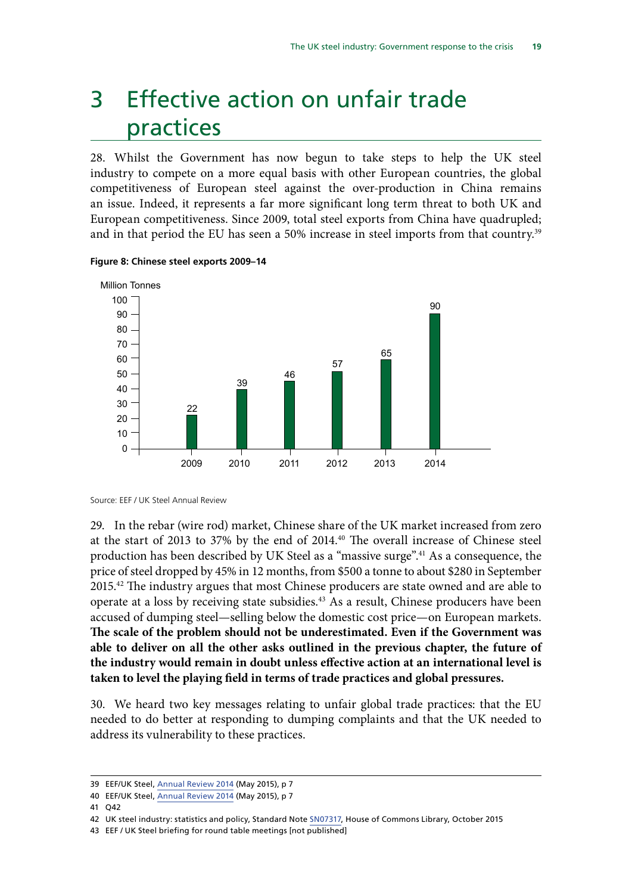# 3 Effective action on unfair trade practices

28. Whilst the Government has now begun to take steps to help the UK steel industry to compete on a more equal basis with other European countries, the global competitiveness of European steel against the over-production in China remains an issue. Indeed, it represents a far more significant long term threat to both UK and European competitiveness. Since 2009, total steel exports from China have quadrupled; and in that period the EU has seen a 50% increase in steel imports from that country.[39]

**Figure 8: Chinese steel exports 2009–14**

| Year | Million Tonnes |
|---|---|
| 2009 | 22 |
| 2010 | 39 |
| 2011 | 46 |
| 2012 | 57 |
| 2013 | 65 |
| 2014 | 90 |

Source: EEF / UK Steel Annual Review

29. In the rebar (wire rod) market, Chinese share of the UK market increased from zero at the start of 2013 to 37% by the end of 2014.[40] The overall increase of Chinese steel production has been described by UK Steel as a "massive surge".[41] As a consequence, the price of steel dropped by 45% in 12 months, from $500 a tonne to about $280 in September 2015.[42] The industry argues that most Chinese producers are state owned and are able to operate at a loss by receiving state subsidies.[43] As a result, Chinese producers have been accused of dumping steel—selling below the domestic cost price—on European markets. **The scale of the problem should not be underestimated. Even if the Government was able to deliver on all the other asks outlined in the previous chapter, the future of the industry would remain in doubt unless effective action at an international level is taken to level the playing field in terms of trade practices and global pressures.**

30. We heard two key messages relating to unfair global trade practices: that the EU needed to do better at responding to dumping complaints and that the UK needed to address its vulnerability to these practices.

39 EEF/UK Steel, Annual Review 2014 (May 2015), p 7

40 EEF/UK Steel, Annual Review 2014 (May 2015), p 7

41 Q42

42 UK steel industry: statistics and policy, Standard Note SN07317, House of Commons Library, October 2015

43 EEF / UK Steel briefing for round table meetings [not published]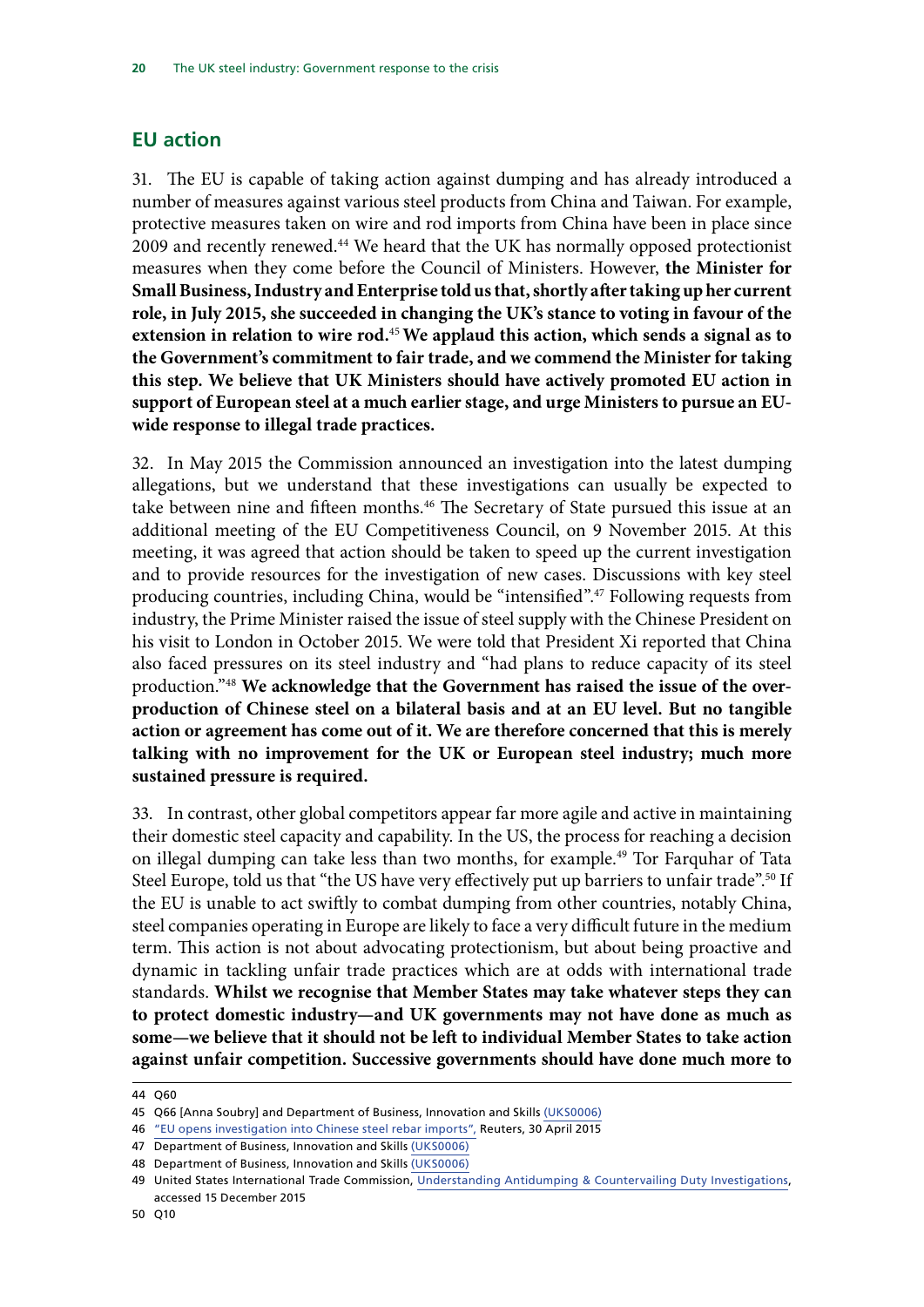## EU action

31. The EU is capable of taking action against dumping and has already introduced a number of measures against various steel products from China and Taiwan. For example, protective measures taken on wire and rod imports from China have been in place since 2009 and recently renewed.[44] We heard that the UK has normally opposed protectionist measures when they come before the Council of Ministers. However, **the Minister for Small Business, Industry and Enterprise told us that, shortly after taking up her current role, in July 2015, she succeeded in changing the UK's stance to voting in favour of the extension in relation to wire rod.**[45] **We applaud this action, which sends a signal as to the Government's commitment to fair trade, and we commend the Minister for taking this step. We believe that UK Ministers should have actively promoted EU action in support of European steel at a much earlier stage, and urge Ministers to pursue an EU-wide response to illegal trade practices.**

32. In May 2015 the Commission announced an investigation into the latest dumping allegations, but we understand that these investigations can usually be expected to take between nine and fifteen months.[46] The Secretary of State pursued this issue at an additional meeting of the EU Competitiveness Council, on 9 November 2015. At this meeting, it was agreed that action should be taken to speed up the current investigation and to provide resources for the investigation of new cases. Discussions with key steel producing countries, including China, would be "intensified".[47] Following requests from industry, the Prime Minister raised the issue of steel supply with the Chinese President on his visit to London in October 2015. We were told that President Xi reported that China also faced pressures on its steel industry and "had plans to reduce capacity of its steel production."[48] **We acknowledge that the Government has raised the issue of the over-production of Chinese steel on a bilateral basis and at an EU level. But no tangible action or agreement has come out of it. We are therefore concerned that this is merely talking with no improvement for the UK or European steel industry; much more sustained pressure is required.**

33. In contrast, other global competitors appear far more agile and active in maintaining their domestic steel capacity and capability. In the US, the process for reaching a decision on illegal dumping can take less than two months, for example.[49] Tor Farquhar of Tata Steel Europe, told us that "the US have very effectively put up barriers to unfair trade".[50] If the EU is unable to act swiftly to combat dumping from other countries, notably China, steel companies operating in Europe are likely to face a very difficult future in the medium term. This action is not about advocating protectionism, but about being proactive and dynamic in tackling unfair trade practices which are at odds with international trade standards. **Whilst we recognise that Member States may take whatever steps they can to protect domestic industry—and UK governments may not have done as much as some—we believe that it should not be left to individual Member States to take action against unfair competition. Successive governments should have done much more to**

44 Q60

45 Q66 [Anna Soubry] and Department of Business, Innovation and Skills (UKS0006)

46 "EU opens investigation into Chinese steel rebar imports", Reuters, 30 April 2015

47 Department of Business, Innovation and Skills (UKS0006)

48 Department of Business, Innovation and Skills (UKS0006)

49 United States International Trade Commission, Understanding Antidumping & Countervailing Duty Investigations, accessed 15 December 2015

50 Q10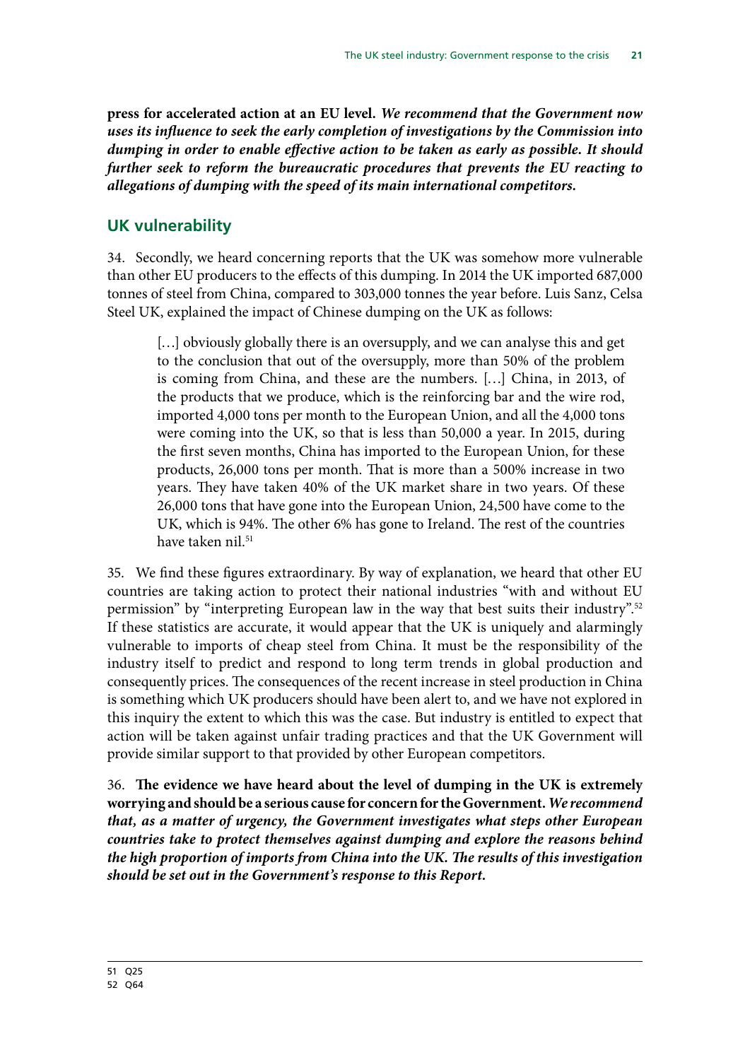**press for accelerated action at an EU level.** ***We recommend that the Government now uses its influence to seek the early completion of investigations by the Commission into dumping in order to enable effective action to be taken as early as possible. It should further seek to reform the bureaucratic procedures that prevents the EU reacting to allegations of dumping with the speed of its main international competitors.***

## UK vulnerability

34. Secondly, we heard concerning reports that the UK was somehow more vulnerable than other EU producers to the effects of this dumping. In 2014 the UK imported 687,000 tonnes of steel from China, compared to 303,000 tonnes the year before. Luis Sanz, Celsa Steel UK, explained the impact of Chinese dumping on the UK as follows:

> […] obviously globally there is an oversupply, and we can analyse this and get to the conclusion that out of the oversupply, more than 50% of the problem is coming from China, and these are the numbers. […] China, in 2013, of the products that we produce, which is the reinforcing bar and the wire rod, imported 4,000 tons per month to the European Union, and all the 4,000 tons were coming into the UK, so that is less than 50,000 a year. In 2015, during the first seven months, China has imported to the European Union, for these products, 26,000 tons per month. That is more than a 500% increase in two years. They have taken 40% of the UK market share in two years. Of these 26,000 tons that have gone into the European Union, 24,500 have come to the UK, which is 94%. The other 6% has gone to Ireland. The rest of the countries have taken nil.[51]

35. We find these figures extraordinary. By way of explanation, we heard that other EU countries are taking action to protect their national industries "with and without EU permission" by "interpreting European law in the way that best suits their industry".[52] If these statistics are accurate, it would appear that the UK is uniquely and alarmingly vulnerable to imports of cheap steel from China. It must be the responsibility of the industry itself to predict and respond to long term trends in global production and consequently prices. The consequences of the recent increase in steel production in China is something which UK producers should have been alert to, and we have not explored in this inquiry the extent to which this was the case. But industry is entitled to expect that action will be taken against unfair trading practices and that the UK Government will provide similar support to that provided by other European competitors.

36. **The evidence we have heard about the level of dumping in the UK is extremely worrying and should be a serious cause for concern for the Government.** ***We recommend that, as a matter of urgency, the Government investigates what steps other European countries take to protect themselves against dumping and explore the reasons behind the high proportion of imports from China into the UK. The results of this investigation should be set out in the Government's response to this Report.***

51 Q25
52 Q64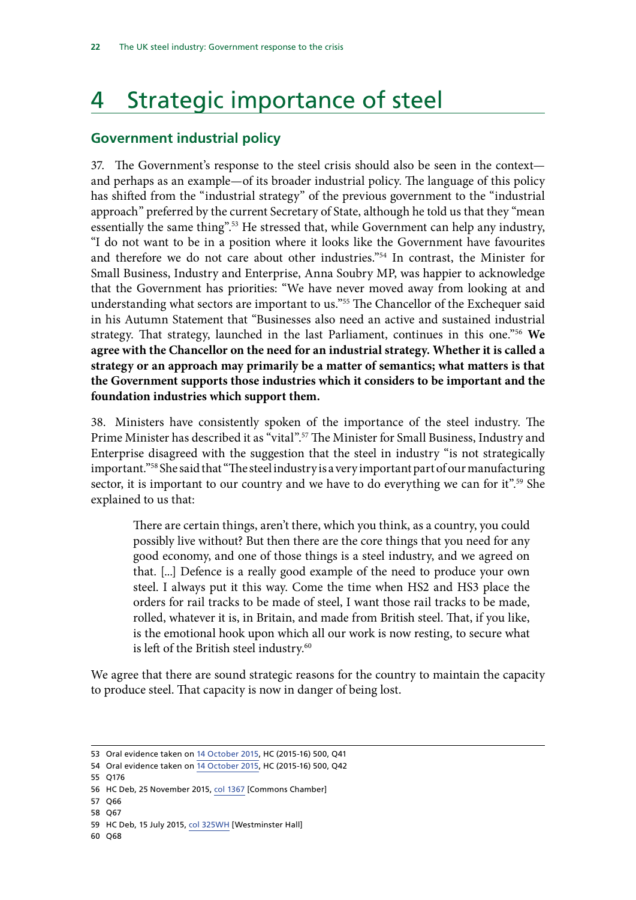# 4 Strategic importance of steel

## Government industrial policy

37. The Government's response to the steel crisis should also be seen in the context—and perhaps as an example—of its broader industrial policy. The language of this policy has shifted from the "industrial strategy" of the previous government to the "industrial approach" preferred by the current Secretary of State, although he told us that they "mean essentially the same thing".[53] He stressed that, while Government can help any industry, "I do not want to be in a position where it looks like the Government have favourites and therefore we do not care about other industries."[54] In contrast, the Minister for Small Business, Industry and Enterprise, Anna Soubry MP, was happier to acknowledge that the Government has priorities: "We have never moved away from looking at and understanding what sectors are important to us."[55] The Chancellor of the Exchequer said in his Autumn Statement that "Businesses also need an active and sustained industrial strategy. That strategy, launched in the last Parliament, continues in this one."[56] **We agree with the Chancellor on the need for an industrial strategy. Whether it is called a strategy or an approach may primarily be a matter of semantics; what matters is that the Government supports those industries which it considers to be important and the foundation industries which support them.**

38. Ministers have consistently spoken of the importance of the steel industry. The Prime Minister has described it as "vital".[57] The Minister for Small Business, Industry and Enterprise disagreed with the suggestion that the steel in industry "is not strategically important."[58] She said that "The steel industry is a very important part of our manufacturing sector, it is important to our country and we have to do everything we can for it".[59] She explained to us that:

> There are certain things, aren't there, which you think, as a country, you could possibly live without? But then there are the core things that you need for any good economy, and one of those things is a steel industry, and we agreed on that. [...] Defence is a really good example of the need to produce your own steel. I always put it this way. Come the time when HS2 and HS3 place the orders for rail tracks to be made of steel, I want those rail tracks to be made, rolled, whatever it is, in Britain, and made from British steel. That, if you like, is the emotional hook upon which all our work is now resting, to secure what is left of the British steel industry.[60]

We agree that there are sound strategic reasons for the country to maintain the capacity to produce steel. That capacity is now in danger of being lost.

53 Oral evidence taken on 14 October 2015, HC (2015-16) 500, Q41

54 Oral evidence taken on 14 October 2015, HC (2015-16) 500, Q42

55 Q176

56 HC Deb, 25 November 2015, col 1367 [Commons Chamber]

57 Q66

58 Q67

59 HC Deb, 15 July 2015, col 325WH [Westminster Hall]

60 Q68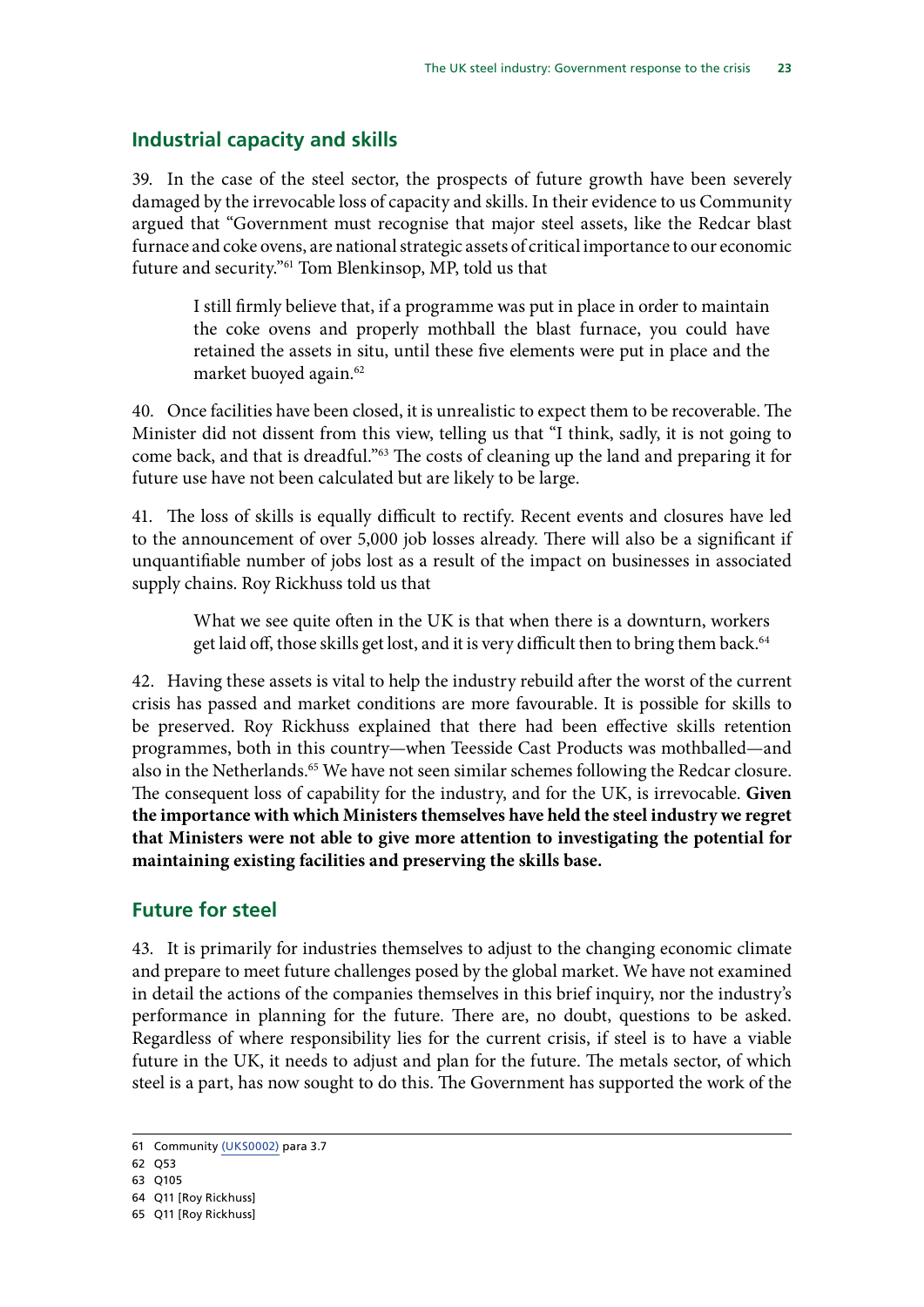## Industrial capacity and skills

39. In the case of the steel sector, the prospects of future growth have been severely damaged by the irrevocable loss of capacity and skills. In their evidence to us Community argued that "Government must recognise that major steel assets, like the Redcar blast furnace and coke ovens, are national strategic assets of critical importance to our economic future and security."[61] Tom Blenkinsop, MP, told us that

> I still firmly believe that, if a programme was put in place in order to maintain the coke ovens and properly mothball the blast furnace, you could have retained the assets in situ, until these five elements were put in place and the market buoyed again.[62]

40. Once facilities have been closed, it is unrealistic to expect them to be recoverable. The Minister did not dissent from this view, telling us that "I think, sadly, it is not going to come back, and that is dreadful."[63] The costs of cleaning up the land and preparing it for future use have not been calculated but are likely to be large.

41. The loss of skills is equally difficult to rectify. Recent events and closures have led to the announcement of over 5,000 job losses already. There will also be a significant if unquantifiable number of jobs lost as a result of the impact on businesses in associated supply chains. Roy Rickhuss told us that

> What we see quite often in the UK is that when there is a downturn, workers get laid off, those skills get lost, and it is very difficult then to bring them back.[64]

42. Having these assets is vital to help the industry rebuild after the worst of the current crisis has passed and market conditions are more favourable. It is possible for skills to be preserved. Roy Rickhuss explained that there had been effective skills retention programmes, both in this country—when Teesside Cast Products was mothballed—and also in the Netherlands.[65] We have not seen similar schemes following the Redcar closure. The consequent loss of capability for the industry, and for the UK, is irrevocable. **Given the importance with which Ministers themselves have held the steel industry we regret that Ministers were not able to give more attention to investigating the potential for maintaining existing facilities and preserving the skills base.**

## Future for steel

43. It is primarily for industries themselves to adjust to the changing economic climate and prepare to meet future challenges posed by the global market. We have not examined in detail the actions of the companies themselves in this brief inquiry, nor the industry's performance in planning for the future. There are, no doubt, questions to be asked. Regardless of where responsibility lies for the current crisis, if steel is to have a viable future in the UK, it needs to adjust and plan for the future. The metals sector, of which steel is a part, has now sought to do this. The Government has supported the work of the

---

61 Community (UKS0002) para 3.7

62 Q53

63 Q105

64 Q11 [Roy Rickhuss]

65 Q11 [Roy Rickhuss]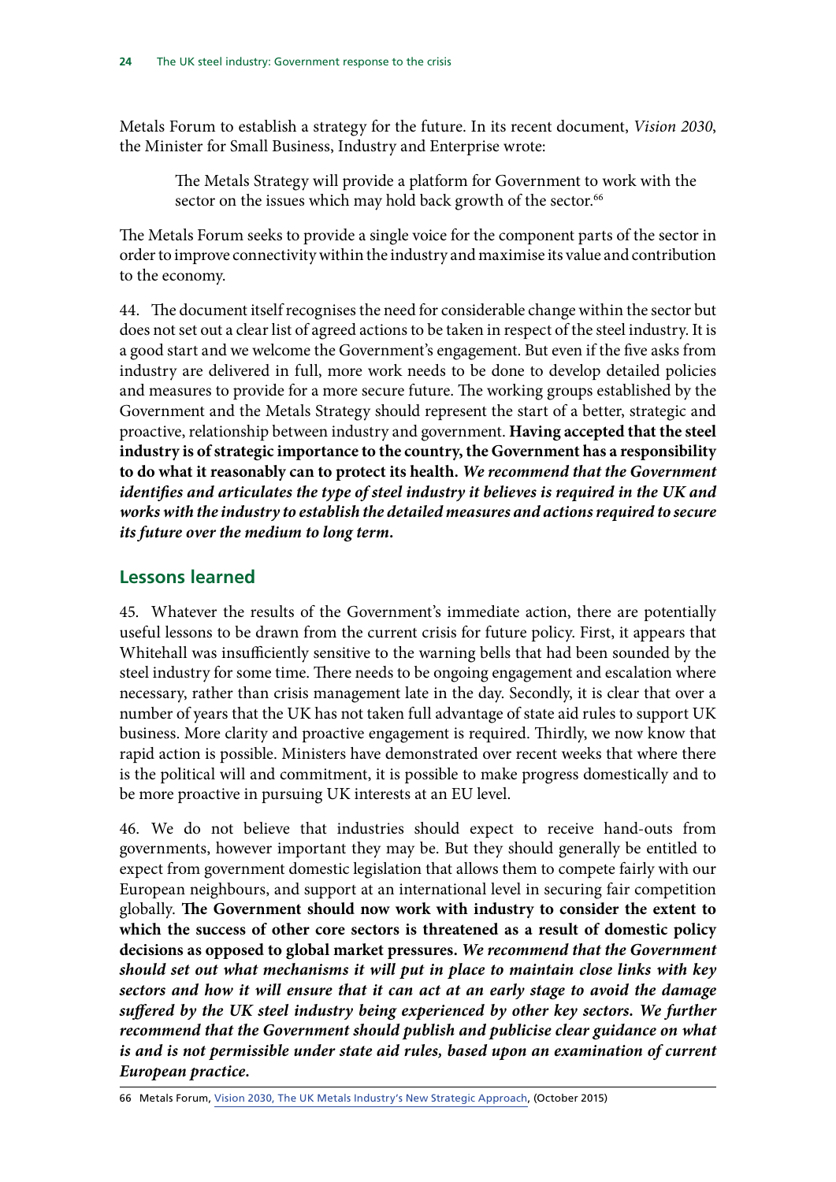Metals Forum to establish a strategy for the future. In its recent document, *Vision 2030*, the Minister for Small Business, Industry and Enterprise wrote:

> The Metals Strategy will provide a platform for Government to work with the sector on the issues which may hold back growth of the sector.[66]

The Metals Forum seeks to provide a single voice for the component parts of the sector in order to improve connectivity within the industry and maximise its value and contribution to the economy.

44. The document itself recognises the need for considerable change within the sector but does not set out a clear list of agreed actions to be taken in respect of the steel industry. It is a good start and we welcome the Government's engagement. But even if the five asks from industry are delivered in full, more work needs to be done to develop detailed policies and measures to provide for a more secure future. The working groups established by the Government and the Metals Strategy should represent the start of a better, strategic and proactive, relationship between industry and government. **Having accepted that the steel industry is of strategic importance to the country, the Government has a responsibility to do what it reasonably can to protect its health.** ***We recommend that the Government identifies and articulates the type of steel industry it believes is required in the UK and works with the industry to establish the detailed measures and actions required to secure its future over the medium to long term.***

## Lessons learned

45. Whatever the results of the Government's immediate action, there are potentially useful lessons to be drawn from the current crisis for future policy. First, it appears that Whitehall was insufficiently sensitive to the warning bells that had been sounded by the steel industry for some time. There needs to be ongoing engagement and escalation where necessary, rather than crisis management late in the day. Secondly, it is clear that over a number of years that the UK has not taken full advantage of state aid rules to support UK business. More clarity and proactive engagement is required. Thirdly, we now know that rapid action is possible. Ministers have demonstrated over recent weeks that where there is the political will and commitment, it is possible to make progress domestically and to be more proactive in pursuing UK interests at an EU level.

46. We do not believe that industries should expect to receive hand-outs from governments, however important they may be. But they should generally be entitled to expect from government domestic legislation that allows them to compete fairly with our European neighbours, and support at an international level in securing fair competition globally. **The Government should now work with industry to consider the extent to which the success of other core sectors is threatened as a result of domestic policy decisions as opposed to global market pressures.** ***We recommend that the Government should set out what mechanisms it will put in place to maintain close links with key sectors and how it will ensure that it can act at an early stage to avoid the damage suffered by the UK steel industry being experienced by other key sectors. We further recommend that the Government should publish and publicise clear guidance on what is and is not permissible under state aid rules, based upon an examination of current European practice.***

66 Metals Forum, Vision 2030, The UK Metals Industry's New Strategic Approach, (October 2015)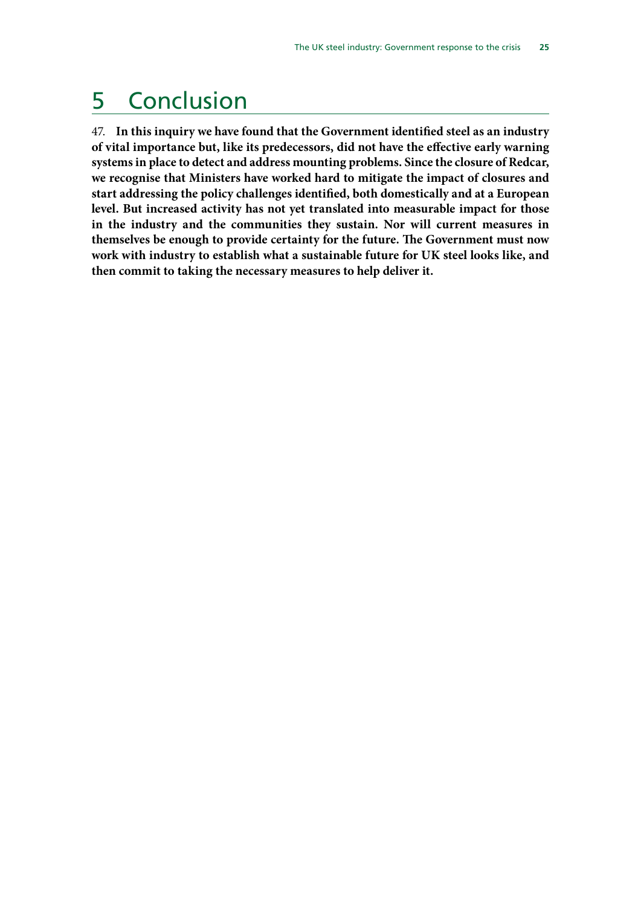# 5 Conclusion

47. **In this inquiry we have found that the Government identified steel as an industry of vital importance but, like its predecessors, did not have the effective early warning systems in place to detect and address mounting problems. Since the closure of Redcar, we recognise that Ministers have worked hard to mitigate the impact of closures and start addressing the policy challenges identified, both domestically and at a European level. But increased activity has not yet translated into measurable impact for those in the industry and the communities they sustain. Nor will current measures in themselves be enough to provide certainty for the future. The Government must now work with industry to establish what a sustainable future for UK steel looks like, and then commit to taking the necessary measures to help deliver it.**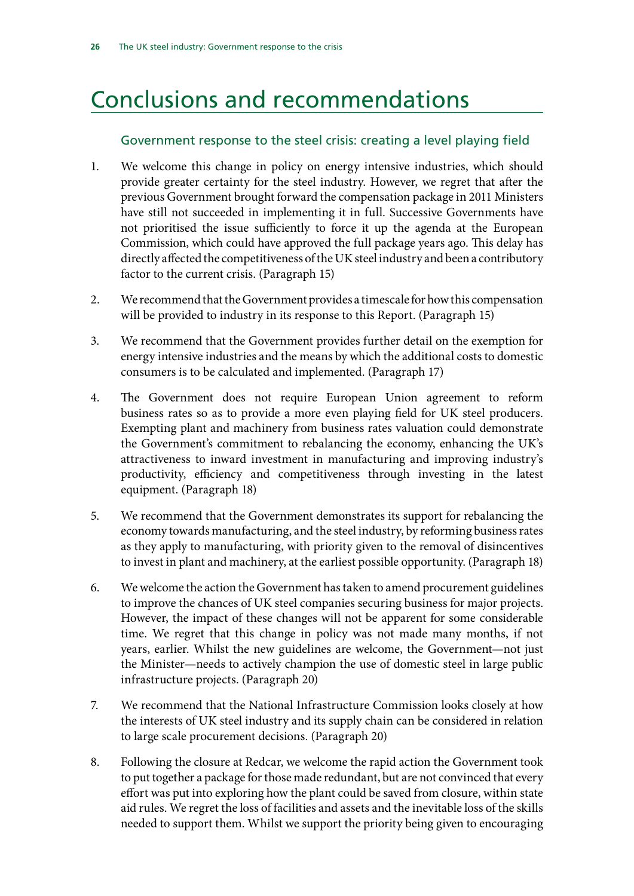# Conclusions and recommendations

## Government response to the steel crisis: creating a level playing field

1. We welcome this change in policy on energy intensive industries, which should provide greater certainty for the steel industry. However, we regret that after the previous Government brought forward the compensation package in 2011 Ministers have still not succeeded in implementing it in full. Successive Governments have not prioritised the issue sufficiently to force it up the agenda at the European Commission, which could have approved the full package years ago. This delay has directly affected the competitiveness of the UK steel industry and been a contributory factor to the current crisis. (Paragraph 15)

2. We recommend that the Government provides a timescale for how this compensation will be provided to industry in its response to this Report. (Paragraph 15)

3. We recommend that the Government provides further detail on the exemption for energy intensive industries and the means by which the additional costs to domestic consumers is to be calculated and implemented. (Paragraph 17)

4. The Government does not require European Union agreement to reform business rates so as to provide a more even playing field for UK steel producers. Exempting plant and machinery from business rates valuation could demonstrate the Government's commitment to rebalancing the economy, enhancing the UK's attractiveness to inward investment in manufacturing and improving industry's productivity, efficiency and competitiveness through investing in the latest equipment. (Paragraph 18)

5. We recommend that the Government demonstrates its support for rebalancing the economy towards manufacturing, and the steel industry, by reforming business rates as they apply to manufacturing, with priority given to the removal of disincentives to invest in plant and machinery, at the earliest possible opportunity. (Paragraph 18)

6. We welcome the action the Government has taken to amend procurement guidelines to improve the chances of UK steel companies securing business for major projects. However, the impact of these changes will not be apparent for some considerable time. We regret that this change in policy was not made many months, if not years, earlier. Whilst the new guidelines are welcome, the Government—not just the Minister—needs to actively champion the use of domestic steel in large public infrastructure projects. (Paragraph 20)

7. We recommend that the National Infrastructure Commission looks closely at how the interests of UK steel industry and its supply chain can be considered in relation to large scale procurement decisions. (Paragraph 20)

8. Following the closure at Redcar, we welcome the rapid action the Government took to put together a package for those made redundant, but are not convinced that every effort was put into exploring how the plant could be saved from closure, within state aid rules. We regret the loss of facilities and assets and the inevitable loss of the skills needed to support them. Whilst we support the priority being given to encouraging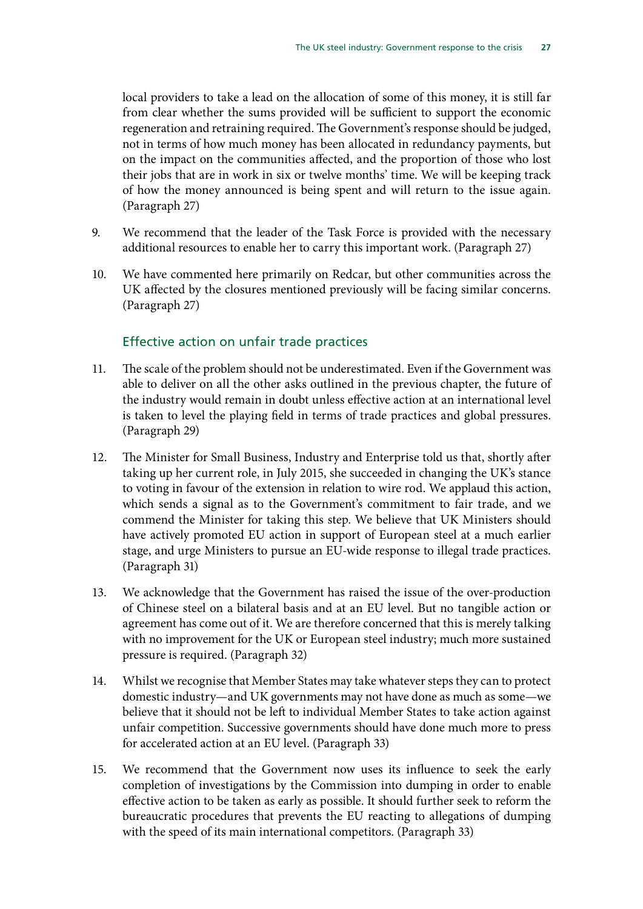local providers to take a lead on the allocation of some of this money, it is still far from clear whether the sums provided will be sufficient to support the economic regeneration and retraining required. The Government's response should be judged, not in terms of how much money has been allocated in redundancy payments, but on the impact on the communities affected, and the proportion of those who lost their jobs that are in work in six or twelve months' time. We will be keeping track of how the money announced is being spent and will return to the issue again. (Paragraph 27)

9. We recommend that the leader of the Task Force is provided with the necessary additional resources to enable her to carry this important work. (Paragraph 27)

10. We have commented here primarily on Redcar, but other communities across the UK affected by the closures mentioned previously will be facing similar concerns. (Paragraph 27)

### Effective action on unfair trade practices

11. The scale of the problem should not be underestimated. Even if the Government was able to deliver on all the other asks outlined in the previous chapter, the future of the industry would remain in doubt unless effective action at an international level is taken to level the playing field in terms of trade practices and global pressures. (Paragraph 29)

12. The Minister for Small Business, Industry and Enterprise told us that, shortly after taking up her current role, in July 2015, she succeeded in changing the UK's stance to voting in favour of the extension in relation to wire rod. We applaud this action, which sends a signal as to the Government's commitment to fair trade, and we commend the Minister for taking this step. We believe that UK Ministers should have actively promoted EU action in support of European steel at a much earlier stage, and urge Ministers to pursue an EU-wide response to illegal trade practices. (Paragraph 31)

13. We acknowledge that the Government has raised the issue of the over-production of Chinese steel on a bilateral basis and at an EU level. But no tangible action or agreement has come out of it. We are therefore concerned that this is merely talking with no improvement for the UK or European steel industry; much more sustained pressure is required. (Paragraph 32)

14. Whilst we recognise that Member States may take whatever steps they can to protect domestic industry—and UK governments may not have done as much as some—we believe that it should not be left to individual Member States to take action against unfair competition. Successive governments should have done much more to press for accelerated action at an EU level. (Paragraph 33)

15. We recommend that the Government now uses its influence to seek the early completion of investigations by the Commission into dumping in order to enable effective action to be taken as early as possible. It should further seek to reform the bureaucratic procedures that prevents the EU reacting to allegations of dumping with the speed of its main international competitors. (Paragraph 33)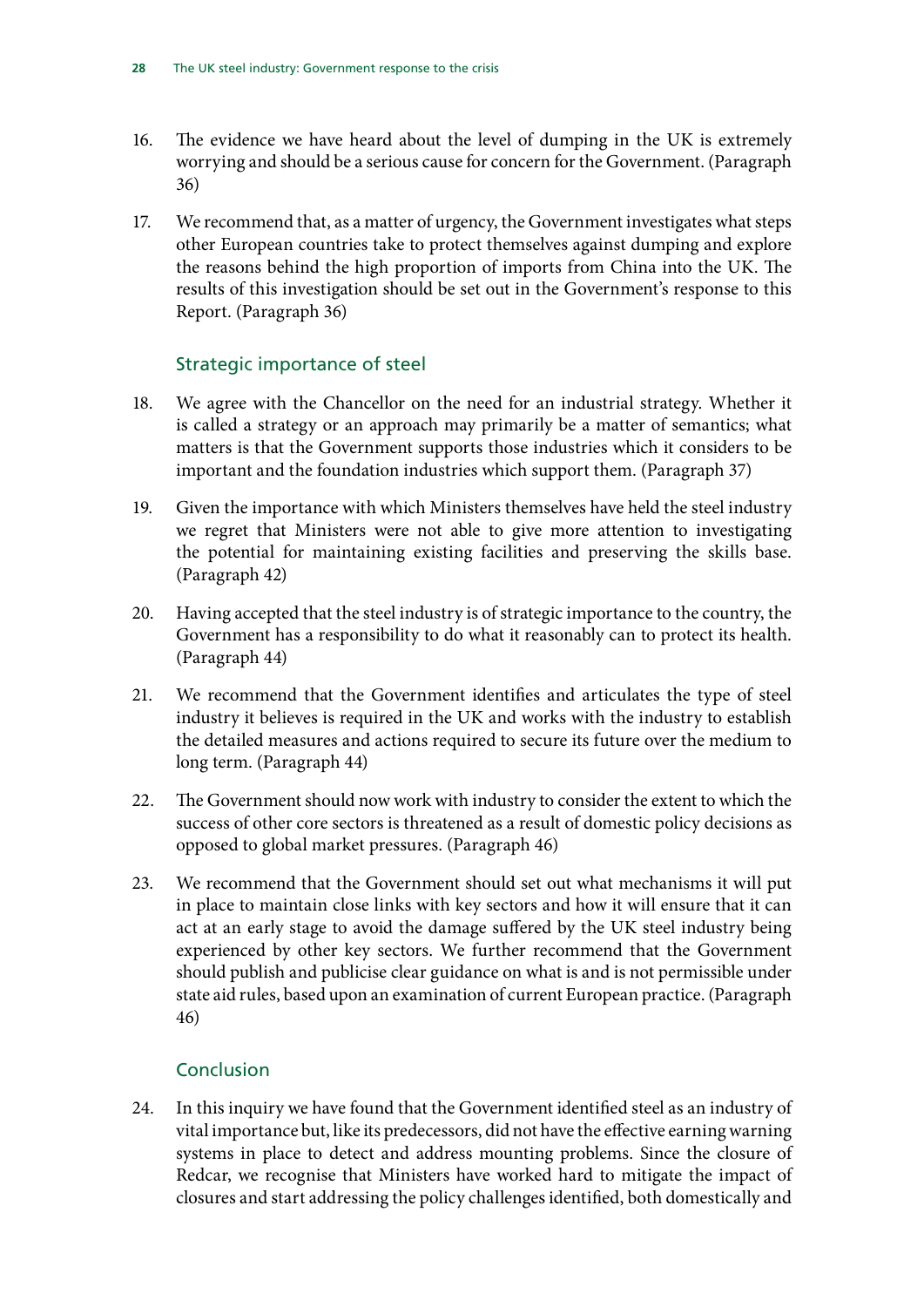16. The evidence we have heard about the level of dumping in the UK is extremely worrying and should be a serious cause for concern for the Government. (Paragraph 36)

17. We recommend that, as a matter of urgency, the Government investigates what steps other European countries take to protect themselves against dumping and explore the reasons behind the high proportion of imports from China into the UK. The results of this investigation should be set out in the Government's response to this Report. (Paragraph 36)

## Strategic importance of steel

18. We agree with the Chancellor on the need for an industrial strategy. Whether it is called a strategy or an approach may primarily be a matter of semantics; what matters is that the Government supports those industries which it considers to be important and the foundation industries which support them. (Paragraph 37)

19. Given the importance with which Ministers themselves have held the steel industry we regret that Ministers were not able to give more attention to investigating the potential for maintaining existing facilities and preserving the skills base. (Paragraph 42)

20. Having accepted that the steel industry is of strategic importance to the country, the Government has a responsibility to do what it reasonably can to protect its health. (Paragraph 44)

21. We recommend that the Government identifies and articulates the type of steel industry it believes is required in the UK and works with the industry to establish the detailed measures and actions required to secure its future over the medium to long term. (Paragraph 44)

22. The Government should now work with industry to consider the extent to which the success of other core sectors is threatened as a result of domestic policy decisions as opposed to global market pressures. (Paragraph 46)

23. We recommend that the Government should set out what mechanisms it will put in place to maintain close links with key sectors and how it will ensure that it can act at an early stage to avoid the damage suffered by the UK steel industry being experienced by other key sectors. We further recommend that the Government should publish and publicise clear guidance on what is and is not permissible under state aid rules, based upon an examination of current European practice. (Paragraph 46)

## Conclusion

24. In this inquiry we have found that the Government identified steel as an industry of vital importance but, like its predecessors, did not have the effective earning warning systems in place to detect and address mounting problems. Since the closure of Redcar, we recognise that Ministers have worked hard to mitigate the impact of closures and start addressing the policy challenges identified, both domestically and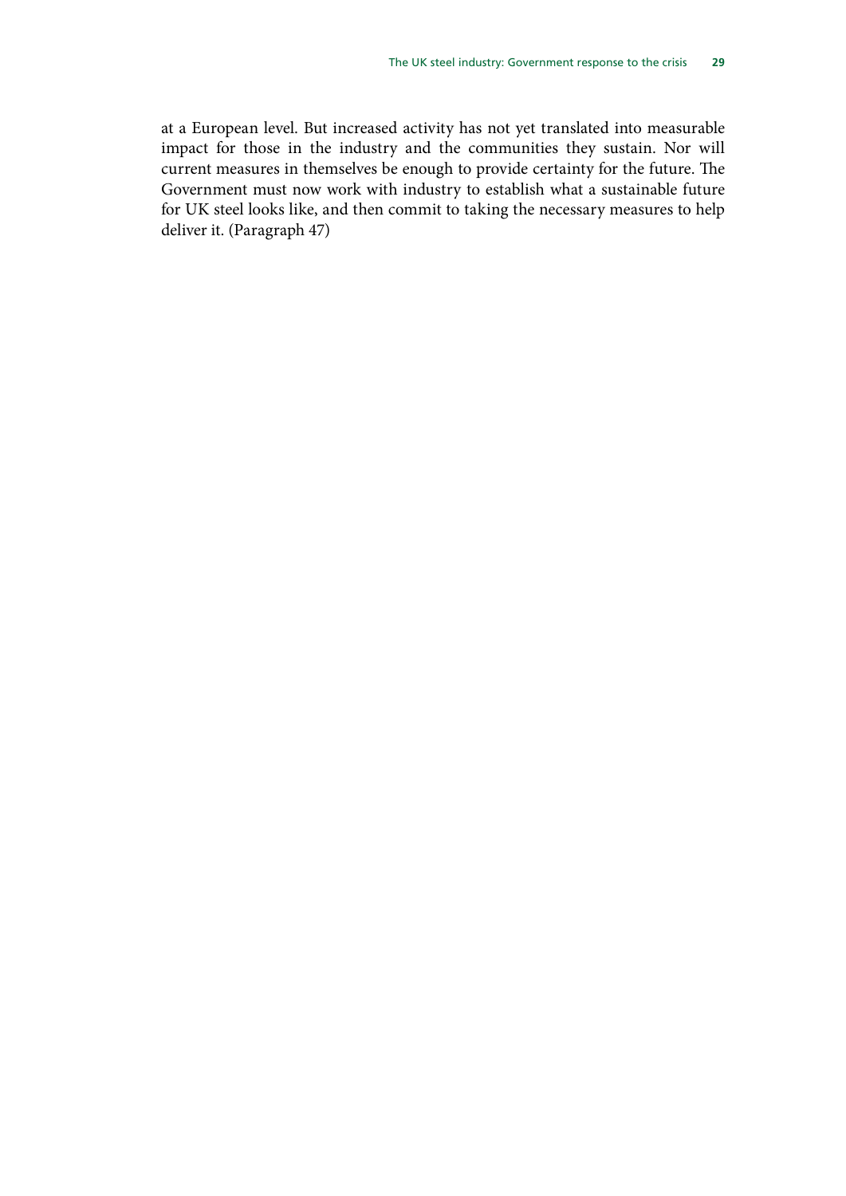at a European level. But increased activity has not yet translated into measurable impact for those in the industry and the communities they sustain. Nor will current measures in themselves be enough to provide certainty for the future. The Government must now work with industry to establish what a sustainable future for UK steel looks like, and then commit to taking the necessary measures to help deliver it. (Paragraph 47)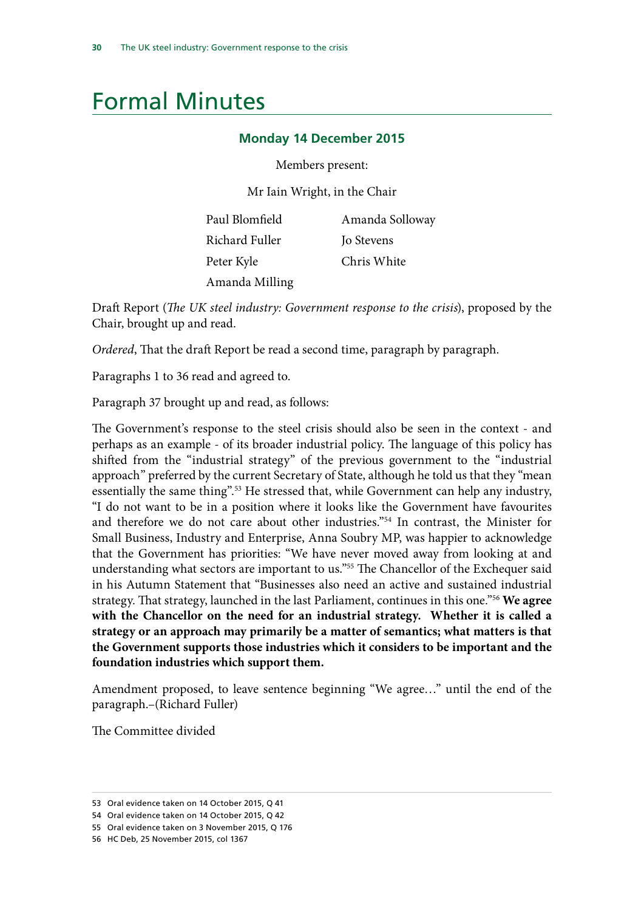# Formal Minutes

### Monday 14 December 2015

Members present:

Mr Iain Wright, in the Chair

| | |
|---|---|
| Paul Blomfield | Amanda Solloway |
| Richard Fuller | Jo Stevens |
| Peter Kyle | Chris White |
| Amanda Milling | |

Draft Report (*The UK steel industry: Government response to the crisis*), proposed by the Chair, brought up and read.

*Ordered*, That the draft Report be read a second time, paragraph by paragraph.

Paragraphs 1 to 36 read and agreed to.

Paragraph 37 brought up and read, as follows:

The Government's response to the steel crisis should also be seen in the context - and perhaps as an example - of its broader industrial policy. The language of this policy has shifted from the "industrial strategy" of the previous government to the "industrial approach" preferred by the current Secretary of State, although he told us that they "mean essentially the same thing".[53] He stressed that, while Government can help any industry, "I do not want to be in a position where it looks like the Government have favourites and therefore we do not care about other industries."[54] In contrast, the Minister for Small Business, Industry and Enterprise, Anna Soubry MP, was happier to acknowledge that the Government has priorities: "We have never moved away from looking at and understanding what sectors are important to us."[55] The Chancellor of the Exchequer said in his Autumn Statement that "Businesses also need an active and sustained industrial strategy. That strategy, launched in the last Parliament, continues in this one."[56] **We agree with the Chancellor on the need for an industrial strategy. Whether it is called a strategy or an approach may primarily be a matter of semantics; what matters is that the Government supports those industries which it considers to be important and the foundation industries which support them.**

Amendment proposed, to leave sentence beginning "We agree…" until the end of the paragraph.–(Richard Fuller)

The Committee divided

53 Oral evidence taken on 14 October 2015, Q 41

54 Oral evidence taken on 14 October 2015, Q 42

55 Oral evidence taken on 3 November 2015, Q 176

56 HC Deb, 25 November 2015, col 1367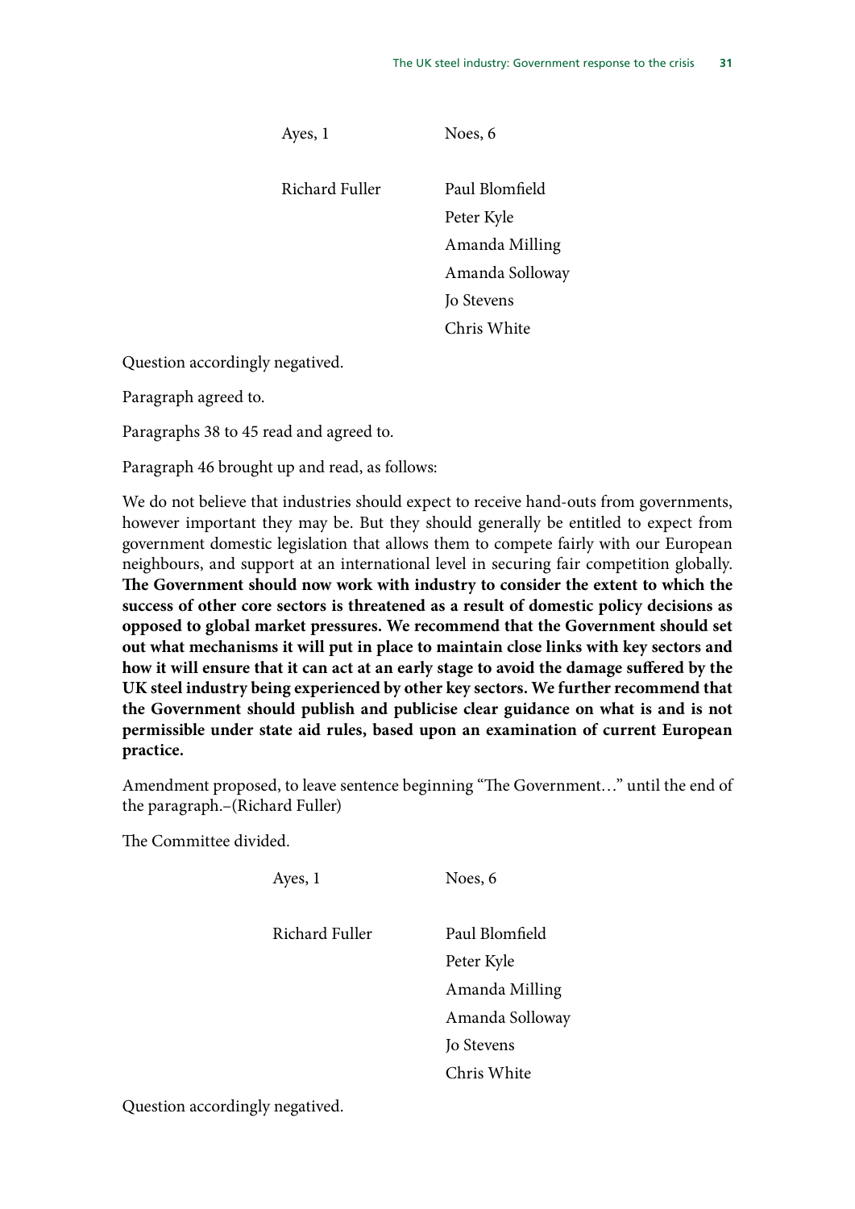| Ayes, 1 | Noes, 6 |
|---|---|
| Richard Fuller | Paul Blomfield |
| | Peter Kyle |
| | Amanda Milling |
| | Amanda Solloway |
| | Jo Stevens |
| | Chris White |

Question accordingly negatived.

Paragraph agreed to.

Paragraphs 38 to 45 read and agreed to.

Paragraph 46 brought up and read, as follows:

We do not believe that industries should expect to receive hand-outs from governments, however important they may be. But they should generally be entitled to expect from government domestic legislation that allows them to compete fairly with our European neighbours, and support at an international level in securing fair competition globally. **The Government should now work with industry to consider the extent to which the success of other core sectors is threatened as a result of domestic policy decisions as opposed to global market pressures. We recommend that the Government should set out what mechanisms it will put in place to maintain close links with key sectors and how it will ensure that it can act at an early stage to avoid the damage suffered by the UK steel industry being experienced by other key sectors. We further recommend that the Government should publish and publicise clear guidance on what is and is not permissible under state aid rules, based upon an examination of current European practice.**

Amendment proposed, to leave sentence beginning "The Government…" until the end of the paragraph.–(Richard Fuller)

The Committee divided.

| Ayes, 1 | Noes, 6 |
|---|---|
| Richard Fuller | Paul Blomfield |
| | Peter Kyle |
| | Amanda Milling |
| | Amanda Solloway |
| | Jo Stevens |
| | Chris White |

Question accordingly negatived.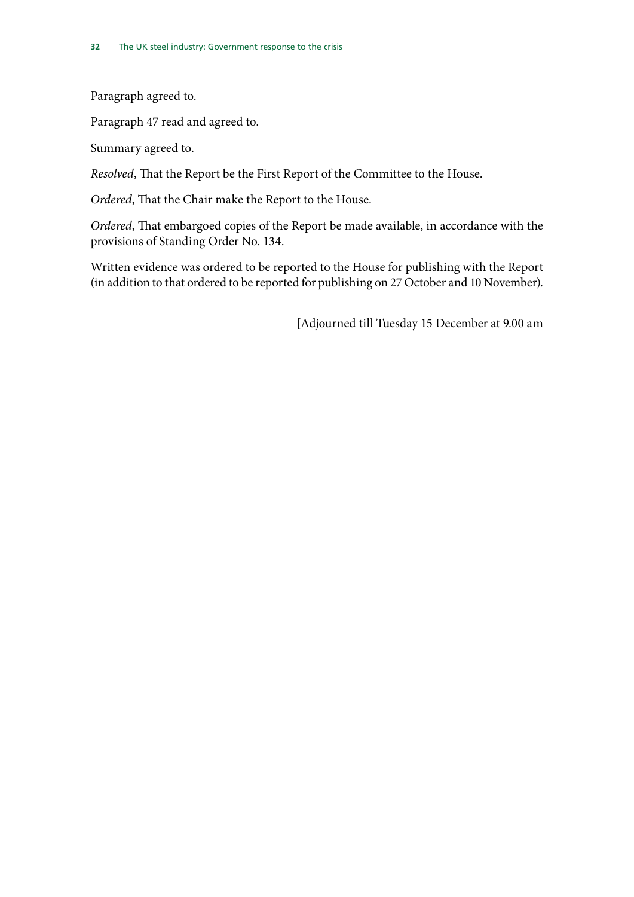Paragraph agreed to.

Paragraph 47 read and agreed to.

Summary agreed to.

*Resolved*, That the Report be the First Report of the Committee to the House.

*Ordered*, That the Chair make the Report to the House.

*Ordered*, That embargoed copies of the Report be made available, in accordance with the provisions of Standing Order No. 134.

Written evidence was ordered to be reported to the House for publishing with the Report (in addition to that ordered to be reported for publishing on 27 October and 10 November).

[Adjourned till Tuesday 15 December at 9.00 am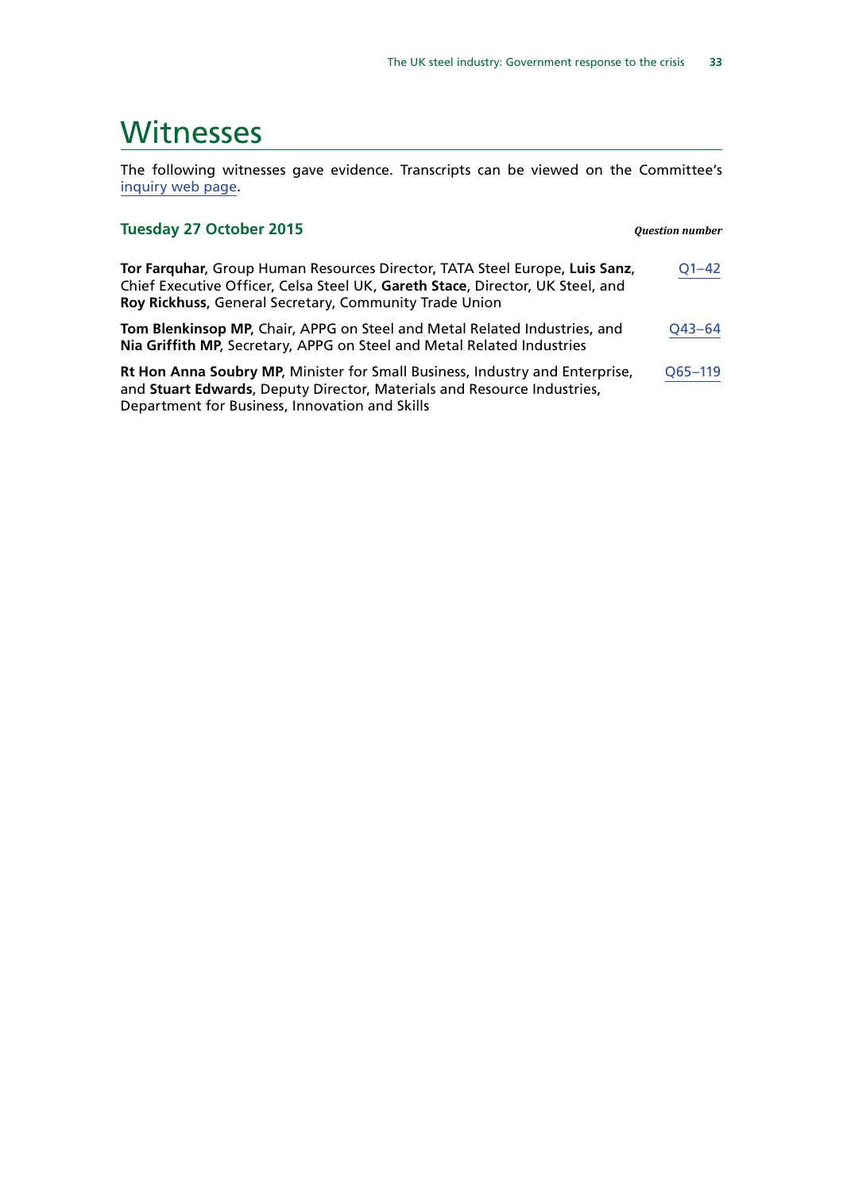# Witnesses

The following witnesses gave evidence. Transcripts can be viewed on the Committee's inquiry web page.

## Tuesday 27 October 2015

| | *Question number* |
|---|---|
| **Tor Farquhar**, Group Human Resources Director, TATA Steel Europe, **Luis Sanz**, Chief Executive Officer, Celsa Steel UK, **Gareth Stace**, Director, UK Steel, and **Roy Rickhuss**, General Secretary, Community Trade Union | Q1–42 |
| **Tom Blenkinsop MP**, Chair, APPG on Steel and Metal Related Industries, and **Nia Griffith MP**, Secretary, APPG on Steel and Metal Related Industries | Q43–64 |
| **Rt Hon Anna Soubry MP**, Minister for Small Business, Industry and Enterprise, and **Stuart Edwards**, Deputy Director, Materials and Resource Industries, Department for Business, Innovation and Skills | Q65–119 |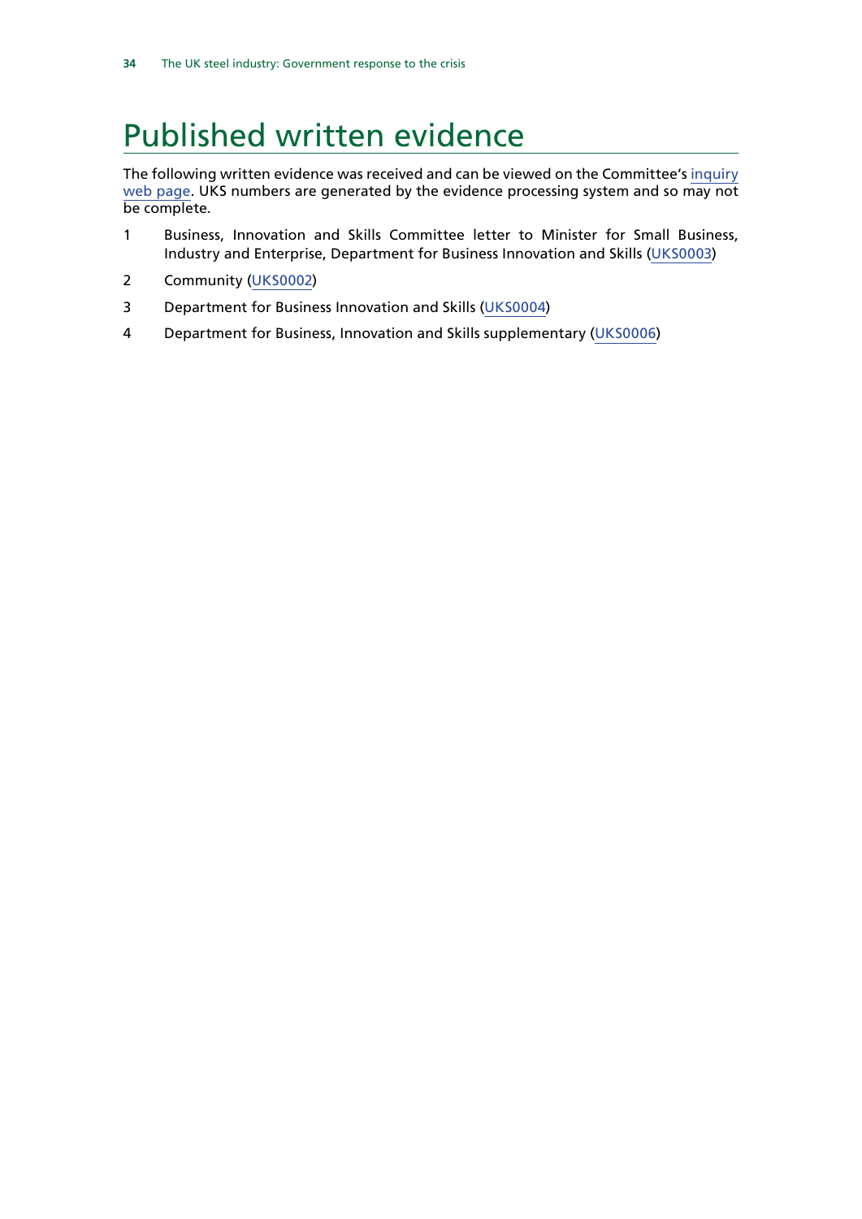# Published written evidence

The following written evidence was received and can be viewed on the Committee's inquiry web page. UKS numbers are generated by the evidence processing system and so may not be complete.

1 Business, Innovation and Skills Committee letter to Minister for Small Business, Industry and Enterprise, Department for Business Innovation and Skills (UKS0003)

2 Community (UKS0002)

3 Department for Business Innovation and Skills (UKS0004)

4 Department for Business, Innovation and Skills supplementary (UKS0006)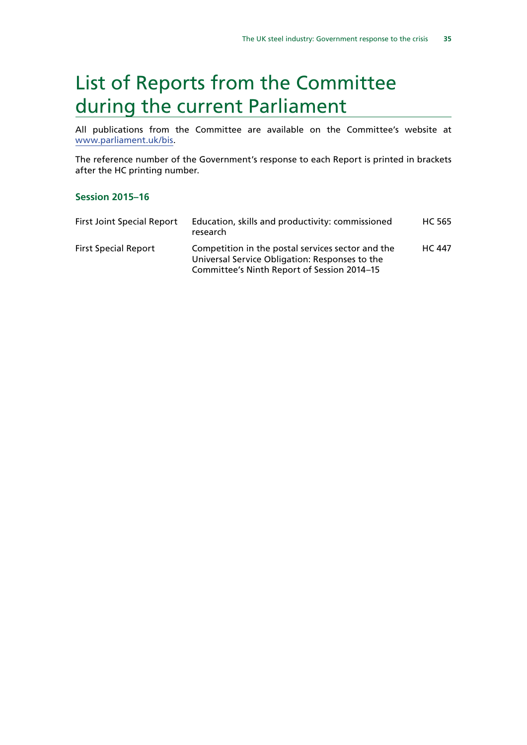# List of Reports from the Committee during the current Parliament

All publications from the Committee are available on the Committee's website at www.parliament.uk/bis.

The reference number of the Government's response to each Report is printed in brackets after the HC printing number.

### Session 2015–16

| | | |
|---|---|---|
| First Joint Special Report | Education, skills and productivity: commissioned research | HC 565 |
| First Special Report | Competition in the postal services sector and the Universal Service Obligation: Responses to the Committee's Ninth Report of Session 2014–15 | HC 447 |